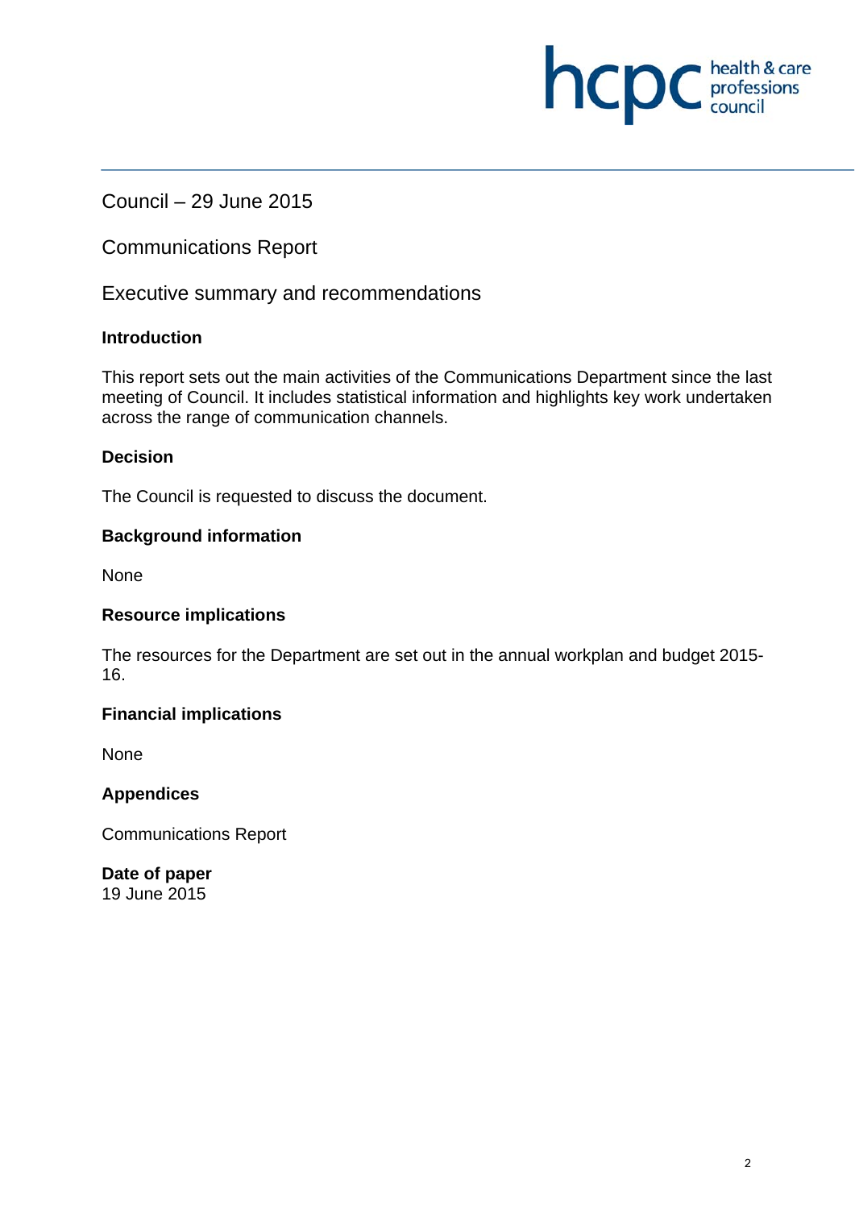Council – 29 June 2015

# Communications Report

## Executive summary and recommendations

### Introduction

This report sets out the main activities of the Communications Department since the last meeting of Council. It includes statistical information and highlights key work undertaken across the range of communication channels.

### Decision

The Council is requested to discuss the document.

### Background information

None

### Resource implications

The resources for the Department are set out in the annual workplan and budget 2015-16.

### Financial implications

None

### Appendices

Communications Report

### Date of paper

19 June 2015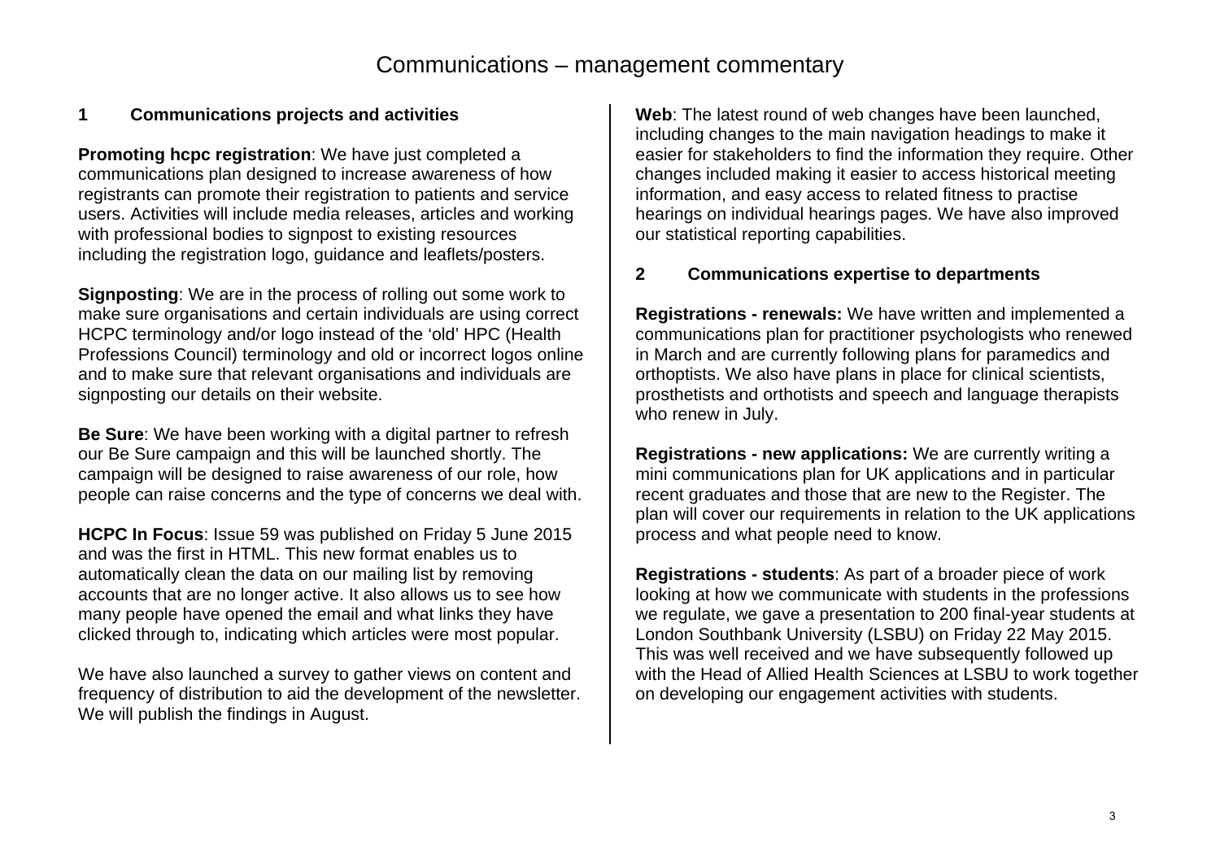# Communications – management commentary

## 1 Communications projects and activities

**Promoting hcpc registration**: We have just completed a communications plan designed to increase awareness of how registrants can promote their registration to patients and service users. Activities will include media releases, articles and working with professional bodies to signpost to existing resources including the registration logo, guidance and leaflets/posters.

**Signposting**: We are in the process of rolling out some work to make sure organisations and certain individuals are using correct HCPC terminology and/or logo instead of the 'old' HPC (Health Professions Council) terminology and old or incorrect logos online and to make sure that relevant organisations and individuals are signposting our details on their website.

**Be Sure**: We have been working with a digital partner to refresh our Be Sure campaign and this will be launched shortly. The campaign will be designed to raise awareness of our role, how people can raise concerns and the type of concerns we deal with.

**HCPC In Focus**: Issue 59 was published on Friday 5 June 2015 and was the first in HTML. This new format enables us to automatically clean the data on our mailing list by removing accounts that are no longer active. It also allows us to see how many people have opened the email and what links they have clicked through to, indicating which articles were most popular.

We have also launched a survey to gather views on content and frequency of distribution to aid the development of the newsletter. We will publish the findings in August.

**Web**: The latest round of web changes have been launched, including changes to the main navigation headings to make it easier for stakeholders to find the information they require. Other changes included making it easier to access historical meeting information, and easy access to related fitness to practise hearings on individual hearings pages. We have also improved our statistical reporting capabilities.

## 2 Communications expertise to departments

**Registrations - renewals:** We have written and implemented a communications plan for practitioner psychologists who renewed in March and are currently following plans for paramedics and orthoptists. We also have plans in place for clinical scientists, prosthetists and orthotists and speech and language therapists who renew in July.

**Registrations - new applications:** We are currently writing a mini communications plan for UK applications and in particular recent graduates and those that are new to the Register. The plan will cover our requirements in relation to the UK applications process and what people need to know.

**Registrations - students**: As part of a broader piece of work looking at how we communicate with students in the professions we regulate, we gave a presentation to 200 final-year students at London Southbank University (LSBU) on Friday 22 May 2015. This was well received and we have subsequently followed up with the Head of Allied Health Sciences at LSBU to work together on developing our engagement activities with students.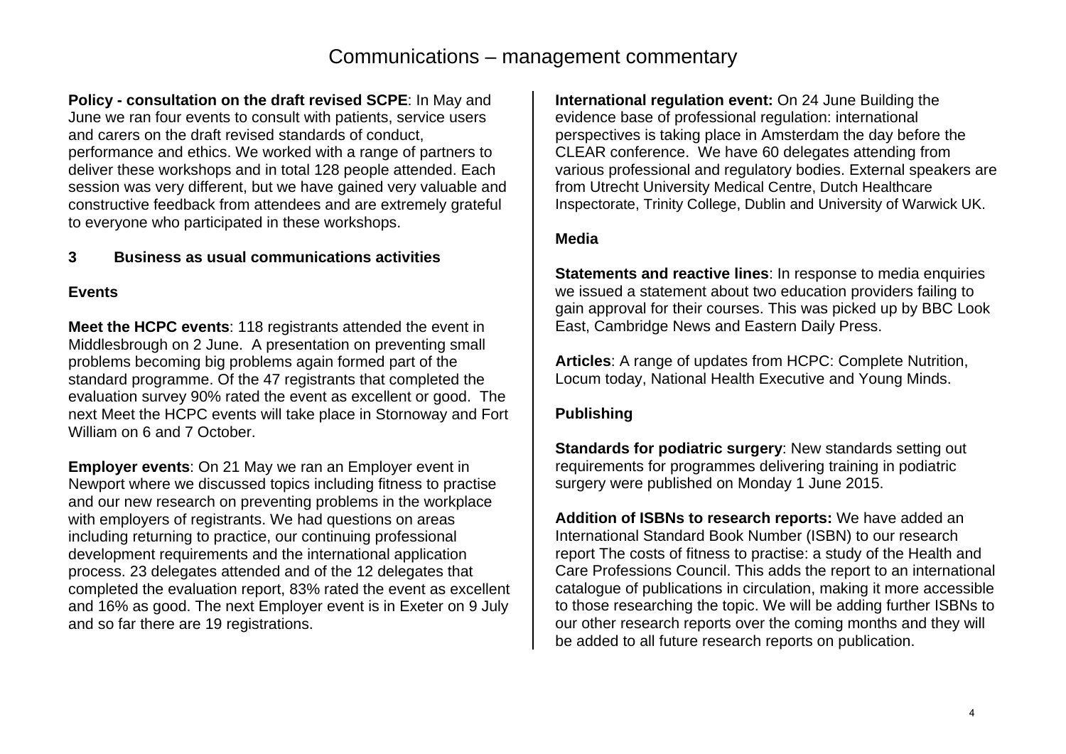# Communications – management commentary

**Policy - consultation on the draft revised SCPE**: In May and June we ran four events to consult with patients, service users and carers on the draft revised standards of conduct, performance and ethics. We worked with a range of partners to deliver these workshops and in total 128 people attended. Each session was very different, but we have gained very valuable and constructive feedback from attendees and are extremely grateful to everyone who participated in these workshops.

## 3 Business as usual communications activities

### Events

**Meet the HCPC events**: 118 registrants attended the event in Middlesbrough on 2 June. A presentation on preventing small problems becoming big problems again formed part of the standard programme. Of the 47 registrants that completed the evaluation survey 90% rated the event as excellent or good. The next Meet the HCPC events will take place in Stornoway and Fort William on 6 and 7 October.

**Employer events**: On 21 May we ran an Employer event in Newport where we discussed topics including fitness to practise and our new research on preventing problems in the workplace with employers of registrants. We had questions on areas including returning to practice, our continuing professional development requirements and the international application process. 23 delegates attended and of the 12 delegates that completed the evaluation report, 83% rated the event as excellent and 16% as good. The next Employer event is in Exeter on 9 July and so far there are 19 registrations.

**International regulation event:** On 24 June Building the evidence base of professional regulation: international perspectives is taking place in Amsterdam the day before the CLEAR conference. We have 60 delegates attending from various professional and regulatory bodies. External speakers are from Utrecht University Medical Centre, Dutch Healthcare Inspectorate, Trinity College, Dublin and University of Warwick UK.

### Media

**Statements and reactive lines**: In response to media enquiries we issued a statement about two education providers failing to gain approval for their courses. This was picked up by BBC Look East, Cambridge News and Eastern Daily Press.

**Articles**: A range of updates from HCPC: Complete Nutrition, Locum today, National Health Executive and Young Minds.

### Publishing

**Standards for podiatric surgery**: New standards setting out requirements for programmes delivering training in podiatric surgery were published on Monday 1 June 2015.

**Addition of ISBNs to research reports:** We have added an International Standard Book Number (ISBN) to our research report The costs of fitness to practise: a study of the Health and Care Professions Council. This adds the report to an international catalogue of publications in circulation, making it more accessible to those researching the topic. We will be adding further ISBNs to our other research reports over the coming months and they will be added to all future research reports on publication.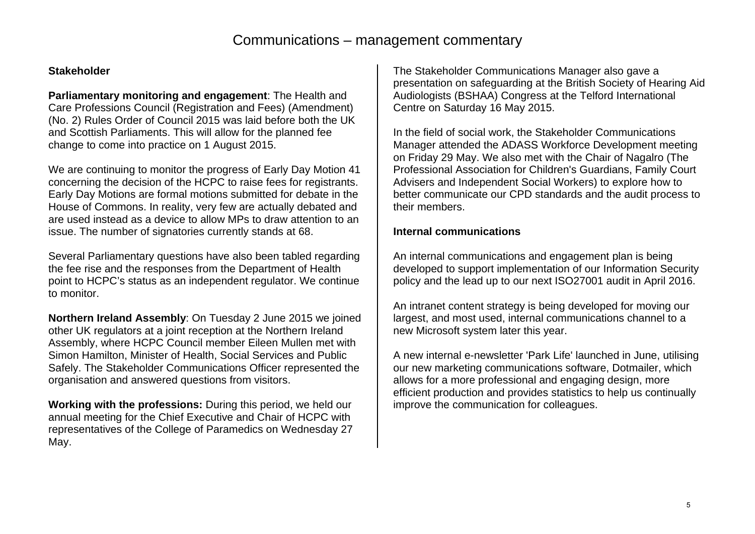# Communications – management commentary

**Stakeholder**

**Parliamentary monitoring and engagement**: The Health and Care Professions Council (Registration and Fees) (Amendment) (No. 2) Rules Order of Council 2015 was laid before both the UK and Scottish Parliaments. This will allow for the planned fee change to come into practice on 1 August 2015.

We are continuing to monitor the progress of Early Day Motion 41 concerning the decision of the HCPC to raise fees for registrants. Early Day Motions are formal motions submitted for debate in the House of Commons. In reality, very few are actually debated and are used instead as a device to allow MPs to draw attention to an issue. The number of signatories currently stands at 68.

Several Parliamentary questions have also been tabled regarding the fee rise and the responses from the Department of Health point to HCPC's status as an independent regulator. We continue to monitor.

**Northern Ireland Assembly**: On Tuesday 2 June 2015 we joined other UK regulators at a joint reception at the Northern Ireland Assembly, where HCPC Council member Eileen Mullen met with Simon Hamilton, Minister of Health, Social Services and Public Safely. The Stakeholder Communications Officer represented the organisation and answered questions from visitors.

**Working with the professions:** During this period, we held our annual meeting for the Chief Executive and Chair of HCPC with representatives of the College of Paramedics on Wednesday 27 May.

The Stakeholder Communications Manager also gave a presentation on safeguarding at the British Society of Hearing Aid Audiologists (BSHAA) Congress at the Telford International Centre on Saturday 16 May 2015.

In the field of social work, the Stakeholder Communications Manager attended the ADASS Workforce Development meeting on Friday 29 May. We also met with the Chair of Nagalro (The Professional Association for Children's Guardians, Family Court Advisers and Independent Social Workers) to explore how to better communicate our CPD standards and the audit process to their members.

**Internal communications**

An internal communications and engagement plan is being developed to support implementation of our Information Security policy and the lead up to our next ISO27001 audit in April 2016.

An intranet content strategy is being developed for moving our largest, and most used, internal communications channel to a new Microsoft system later this year.

A new internal e-newsletter 'Park Life' launched in June, utilising our new marketing communications software, Dotmailer, which allows for a more professional and engaging design, more efficient production and provides statistics to help us continually improve the communication for colleagues.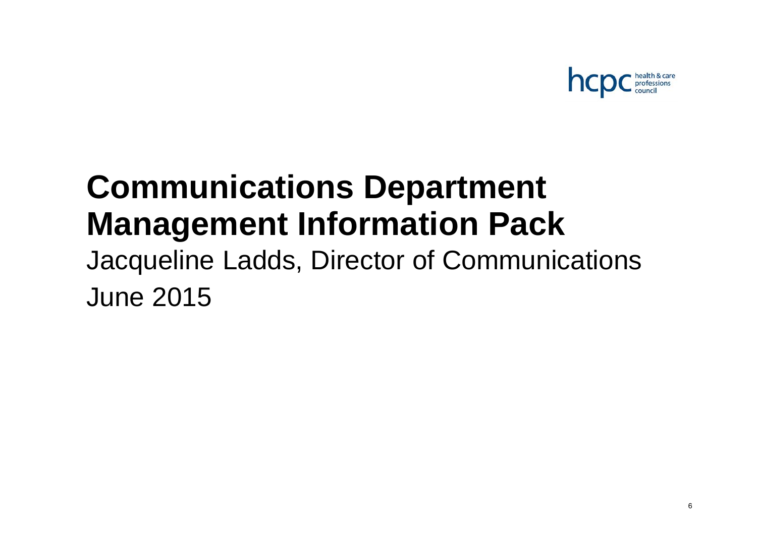# Communications Department Management Information Pack

Jacqueline Ladds, Director of Communications

June 2015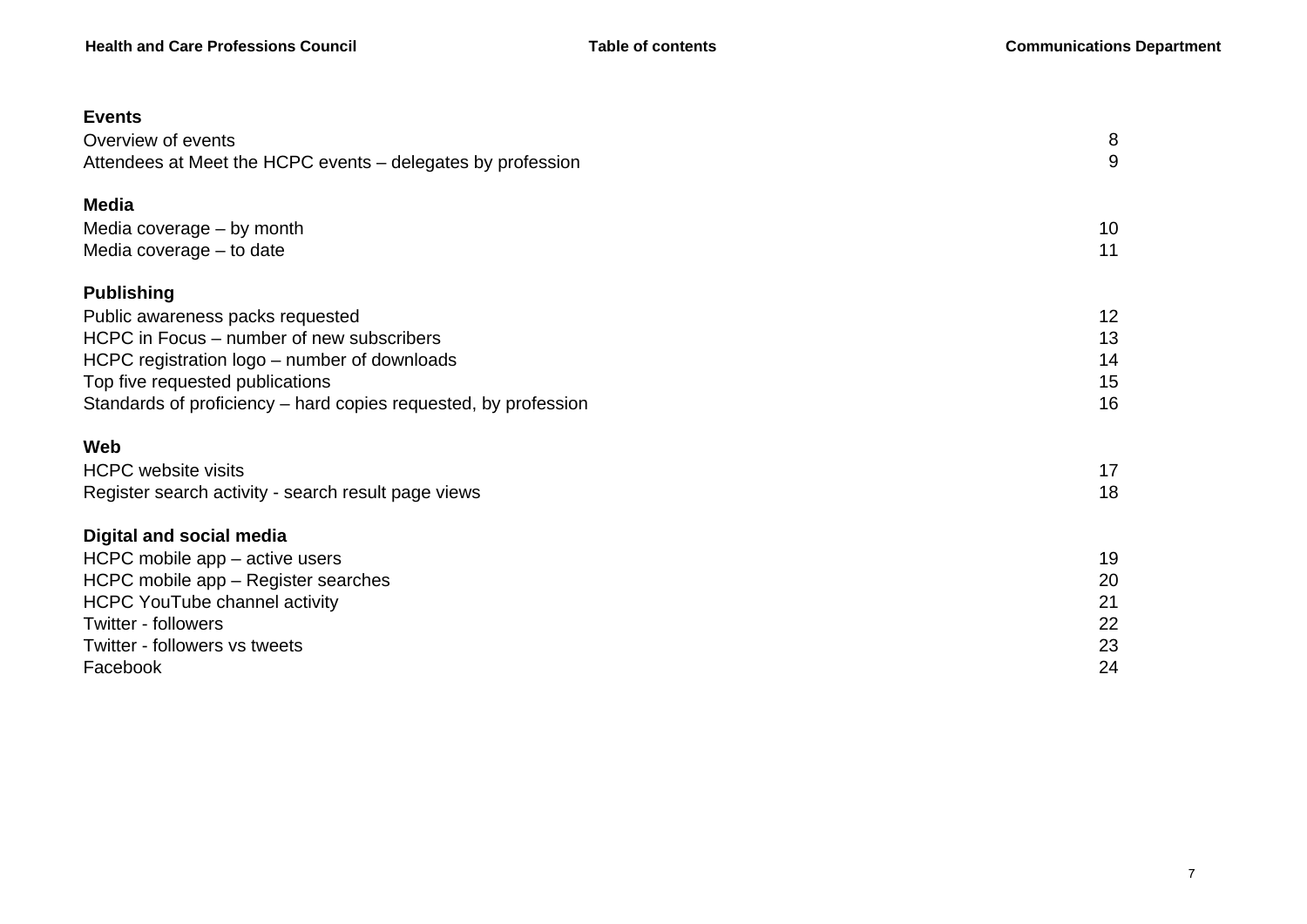## Events

| | |
|---|---|
| Overview of events | 8 |
| Attendees at Meet the HCPC events – delegates by profession | 9 |

## Media

| | |
|---|---|
| Media coverage – by month | 10 |
| Media coverage – to date | 11 |

## Publishing

| | |
|---|---|
| Public awareness packs requested | 12 |
| HCPC in Focus – number of new subscribers | 13 |
| HCPC registration logo – number of downloads | 14 |
| Top five requested publications | 15 |
| Standards of proficiency – hard copies requested, by profession | 16 |

## Web

| | |
|---|---|
| HCPC website visits | 17 |
| Register search activity - search result page views | 18 |

## Digital and social media

| | |
|---|---|
| HCPC mobile app – active users | 19 |
| HCPC mobile app – Register searches | 20 |
| HCPC YouTube channel activity | 21 |
| Twitter - followers | 22 |
| Twitter - followers vs tweets | 23 |
| Facebook | 24 |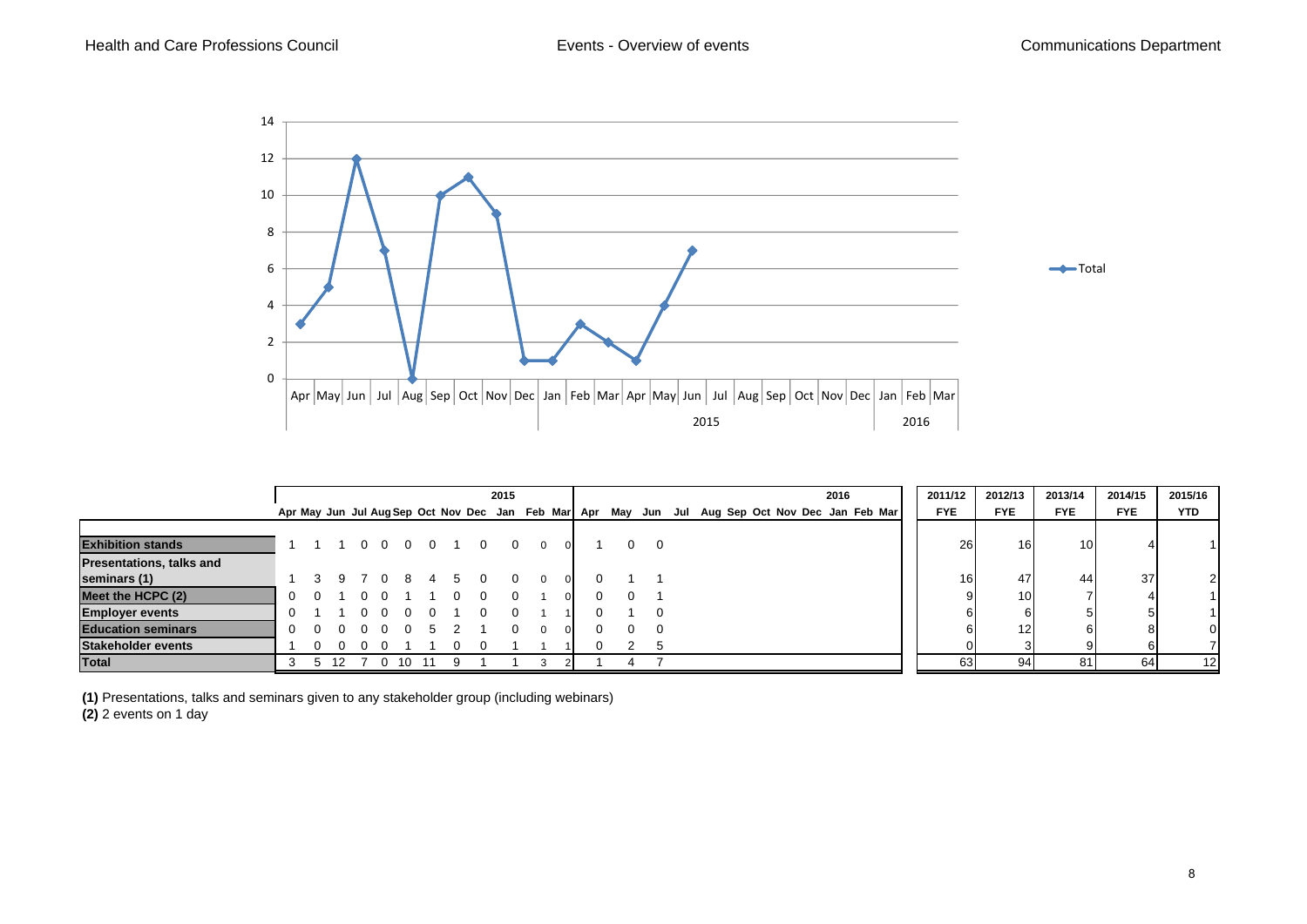| | 2015 | | | | | | | | | | | | 2016 | | | | | | | | | | | | 2011/12 | 2012/13 | 2013/14 | 2014/15 | 2015/16 |
|---|---|---|---|---|---|---|---|---|---|---|---|---|---|---|---|---|---|---|---|---|---|---|---|---|---|---|---|---|---|
| | Apr | May | Jun | Jul | Aug | Sep | Oct | Nov | Dec | Jan | Feb | Mar | Apr | May | Jun | Jul | Aug | Sep | Oct | Nov | Dec | Jan | Feb | Mar | FYE | FYE | FYE | FYE | YTD |
| **Exhibition stands** | 1 | 1 | 1 | 0 | 0 | 0 | 0 | 1 | 0 | 0 | 0 | 0 | 1 | 0 | 0 | | | | | | | | | | 26 | 16 | 10 | 4 | 1 |
| **Presentations, talks and seminars (1)** | 1 | 3 | 9 | 7 | 0 | 8 | 4 | 5 | 0 | 0 | 0 | 0 | 0 | 1 | 1 | | | | | | | | | | 16 | 47 | 44 | 37 | 2 |
| **Meet the HCPC (2)** | 0 | 0 | 1 | 0 | 0 | 1 | 1 | 0 | 0 | 0 | 1 | 0 | 0 | 0 | 1 | | | | | | | | | | 9 | 10 | 7 | 4 | 1 |
| **Employer events** | 0 | 1 | 1 | 0 | 0 | 0 | 0 | 1 | 0 | 0 | 1 | 1 | 0 | 1 | 0 | | | | | | | | | | 6 | 6 | 5 | 5 | 1 |
| **Education seminars** | 0 | 0 | 0 | 0 | 0 | 0 | 5 | 2 | 1 | 0 | 0 | 0 | 0 | 0 | 0 | | | | | | | | | | 6 | 12 | 6 | 8 | 0 |
| **Stakeholder events** | 1 | 0 | 0 | 0 | 0 | 1 | 1 | 0 | 0 | 1 | 1 | 1 | 0 | 2 | 5 | | | | | | | | | | 0 | 3 | 9 | 6 | 7 |
| **Total** | 3 | 5 | 12 | 7 | 0 | 10 | 11 | 9 | 1 | 1 | 3 | 2 | 1 | 4 | 7 | | | | | | | | | | 63 | 94 | 81 | 64 | 12 |

**(1)** Presentations, talks and seminars given to any stakeholder group (including webinars)
**(2)** 2 events on 1 day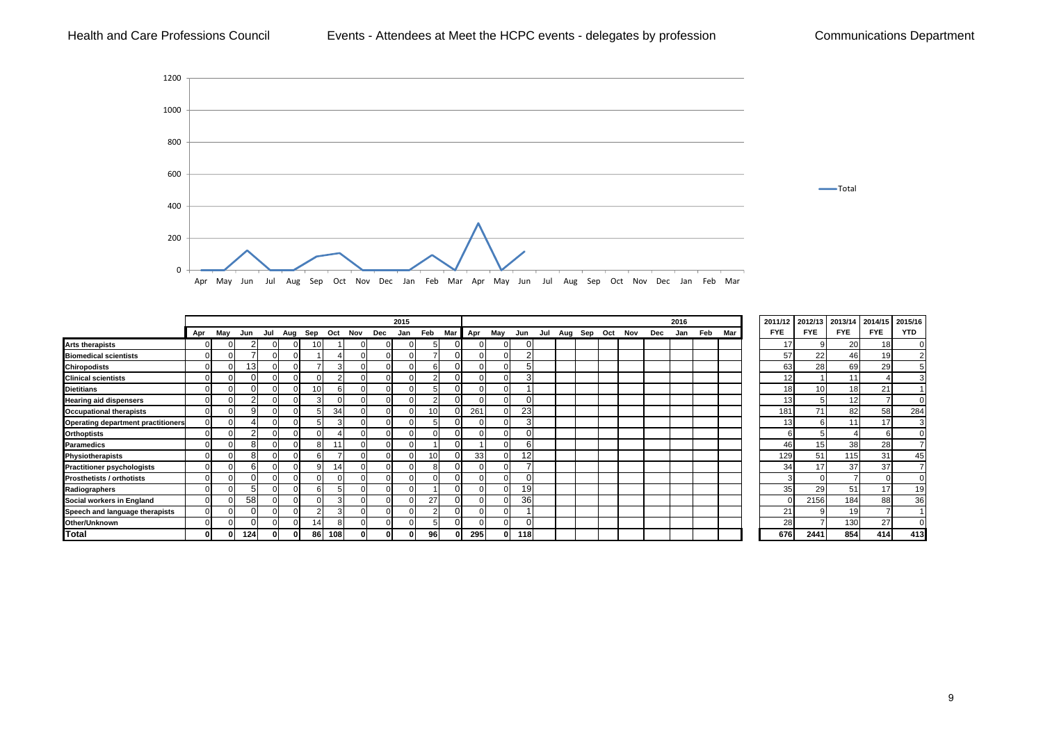# Health and Care Professions Council — Events - Attendees at Meet the HCPC events - delegates by profession — Communications Department

| | Apr | May | Jun | Jul | Aug | Sep | Oct | Nov | Dec | Jan | Feb | Mar | Apr | May | Jun | Jul | Aug | Sep | Oct | Nov | Dec | Jan | Feb | Mar | 2011/12 FYE | 2012/13 FYE | 2013/14 FYE | 2014/15 FYE | 2015/16 YTD |
|---|---|---|---|---|---|---|---|---|---|---|---|---|---|---|---|---|---|---|---|---|---|---|---|---|---|---|---|---|---|
| | | | | | | | | | | 2015 | | | | | | | | | | | | 2016 | | | | | | | |
| **Arts therapists** | 0 | 0 | 2 | 0 | 0 | 10 | 1 | 0 | 0 | 0 | 5 | 0 | 0 | 0 | 0 | | | | | | | | | | 17 | 9 | 20 | 18 | 0 |
| **Biomedical scientists** | 0 | 0 | 7 | 0 | 0 | 1 | 4 | 0 | 0 | 0 | 7 | 0 | 0 | 0 | 2 | | | | | | | | | | 57 | 22 | 46 | 19 | 2 |
| **Chiropodists** | 0 | 0 | 13 | 0 | 0 | 7 | 3 | 0 | 0 | 0 | 6 | 0 | 0 | 0 | 5 | | | | | | | | | | 63 | 28 | 69 | 29 | 5 |
| **Clinical scientists** | 0 | 0 | 0 | 0 | 0 | 0 | 2 | 0 | 0 | 0 | 2 | 0 | 0 | 0 | 3 | | | | | | | | | | 12 | 1 | 11 | 4 | 3 |
| **Dietitians** | 0 | 0 | 0 | 0 | 0 | 10 | 6 | 0 | 0 | 0 | 5 | 0 | 0 | 0 | 1 | | | | | | | | | | 18 | 10 | 18 | 21 | 1 |
| **Hearing aid dispensers** | 0 | 0 | 2 | 0 | 0 | 3 | 0 | 0 | 0 | 0 | 2 | 0 | 0 | 0 | 0 | | | | | | | | | | 13 | 5 | 12 | 7 | 0 |
| **Occupational therapists** | 0 | 0 | 9 | 0 | 0 | 5 | 34 | 0 | 0 | 0 | 10 | 0 | 261 | 0 | 23 | | | | | | | | | | 181 | 71 | 82 | 58 | 284 |
| **Operating department practitioners** | 0 | 0 | 4 | 0 | 0 | 5 | 3 | 0 | 0 | 0 | 5 | 0 | 0 | 0 | 3 | | | | | | | | | | 13 | 6 | 11 | 17 | 3 |
| **Orthoptists** | 0 | 0 | 2 | 0 | 0 | 0 | 4 | 0 | 0 | 0 | 0 | 0 | 0 | 0 | 0 | | | | | | | | | | 6 | 5 | 4 | 6 | 0 |
| **Paramedics** | 0 | 0 | 8 | 0 | 0 | 8 | 11 | 0 | 0 | 0 | 1 | 0 | 1 | 0 | 6 | | | | | | | | | | 46 | 15 | 38 | 28 | 7 |
| **Physiotherapists** | 0 | 0 | 8 | 0 | 0 | 6 | 7 | 0 | 0 | 0 | 10 | 0 | 33 | 0 | 12 | | | | | | | | | | 129 | 51 | 115 | 31 | 45 |
| **Practitioner psychologists** | 0 | 0 | 6 | 0 | 0 | 9 | 14 | 0 | 0 | 0 | 8 | 0 | 0 | 0 | 7 | | | | | | | | | | 34 | 17 | 37 | 37 | 7 |
| **Prosthetists / orthotists** | 0 | 0 | 0 | 0 | 0 | 0 | 0 | 0 | 0 | 0 | 0 | 0 | 0 | 0 | 0 | | | | | | | | | | 3 | 0 | 7 | 0 | 0 |
| **Radiographers** | 0 | 0 | 5 | 0 | 0 | 6 | 5 | 0 | 0 | 0 | 1 | 0 | 0 | 0 | 19 | | | | | | | | | | 35 | 29 | 51 | 17 | 19 |
| **Social workers in England** | 0 | 0 | 58 | 0 | 0 | 0 | 3 | 0 | 0 | 0 | 27 | 0 | 0 | 0 | 36 | | | | | | | | | | 0 | 2156 | 184 | 88 | 36 |
| **Speech and language therapists** | 0 | 0 | 0 | 0 | 0 | 2 | 3 | 0 | 0 | 0 | 2 | 0 | 0 | 0 | 1 | | | | | | | | | | 21 | 9 | 19 | 7 | 1 |
| **Other/Unknown** | 0 | 0 | 0 | 0 | 0 | 14 | 8 | 0 | 0 | 0 | 5 | 0 | 0 | 0 | 0 | | | | | | | | | | 28 | 7 | 130 | 27 | 0 |
| **Total** | **0** | **0** | **124** | **0** | **0** | **86** | **108** | **0** | **0** | **0** | **96** | **0** | **295** | **0** | **118** | | | | | | | | | | **676** | **2441** | **854** | **414** | **413** |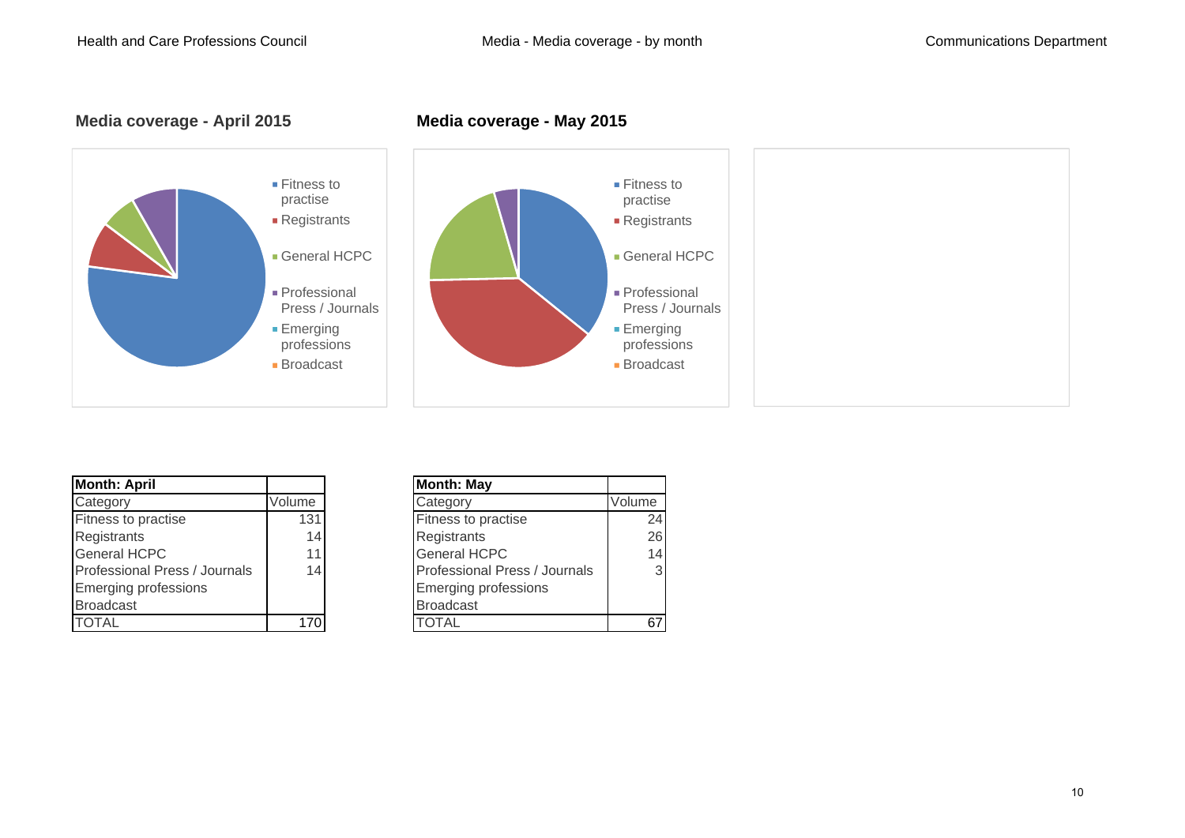## Media coverage - April 2015

- Fitness to practise
- Registrants
- General HCPC
- Professional Press / Journals
- Emerging professions
- Broadcast

## Media coverage - May 2015

- Fitness to practise
- Registrants
- General HCPC
- Professional Press / Journals
- Emerging professions
- Broadcast

| **Month: April** | |
|---|---|
| Category | Volume |
| Fitness to practise | 131 |
| Registrants | 14 |
| General HCPC | 11 |
| Professional Press / Journals | 14 |
| Emerging professions | |
| Broadcast | |
| TOTAL | 170 |

| **Month: May** | |
|---|---|
| Category | Volume |
| Fitness to practise | 24 |
| Registrants | 26 |
| General HCPC | 14 |
| Professional Press / Journals | 3 |
| Emerging professions | |
| Broadcast | |
| TOTAL | 67 |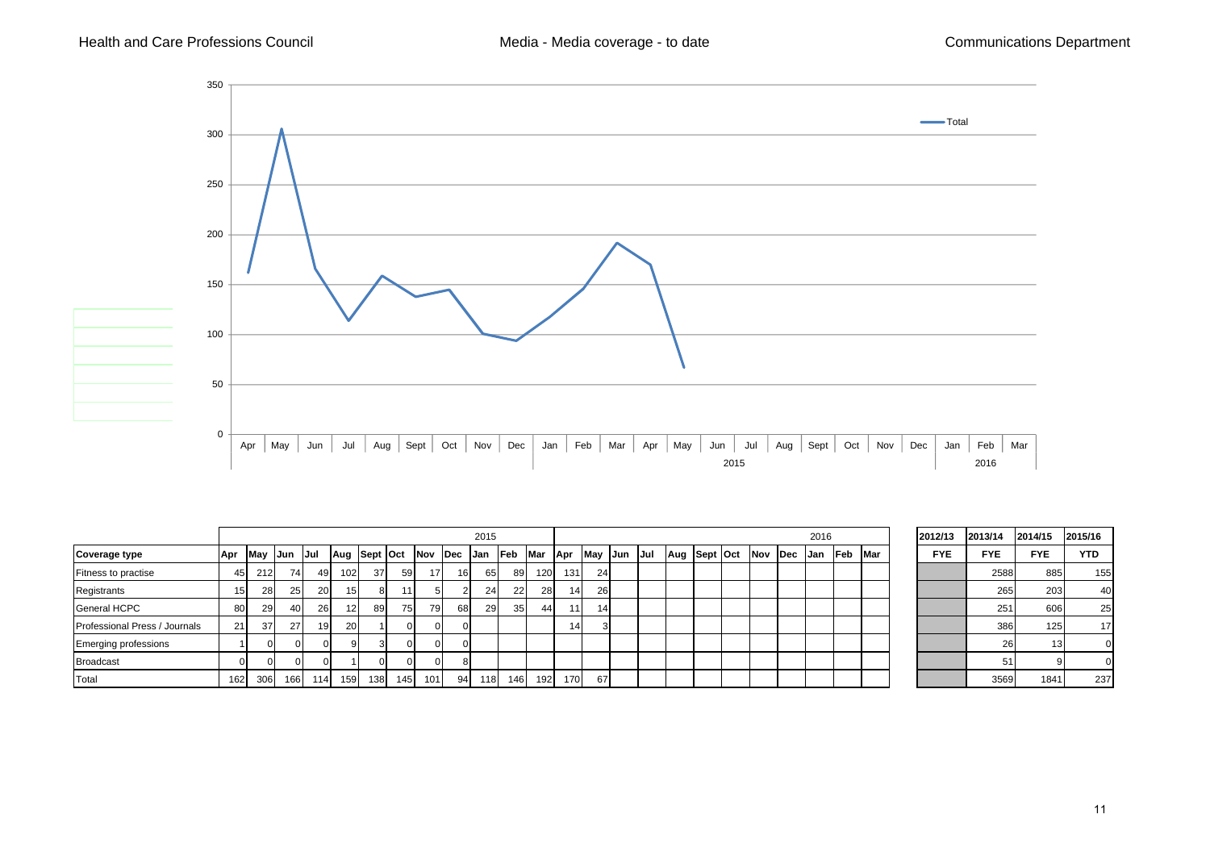Health and Care Professions Council | Media - Media coverage - to date | Communications Department

| | 2015 | | | | | | | | | | | | 2016 | | | | | | | | | | | | 2012/13 | 2013/14 | 2014/15 | 2015/16 |
|---|---|---|---|---|---|---|---|---|---|---|---|---|---|---|---|---|---|---|---|---|---|---|---|---|---|---|---|---|
| Coverage type | Apr | May | Jun | Jul | Aug | Sept | Oct | Nov | Dec | Jan | Feb | Mar | Apr | May | Jun | Jul | Aug | Sept | Oct | Nov | Dec | Jan | Feb | Mar | FYE | FYE | FYE | YTD |
| Fitness to practise | 45 | 212 | 74 | 49 | 102 | 37 | 59 | 17 | 16 | 65 | 89 | 120 | 131 | 24 | | | | | | | | | | | | 2588 | 885 | 155 |
| Registrants | 15 | 28 | 25 | 20 | 15 | 8 | 11 | 5 | 2 | 24 | 22 | 28 | 14 | 26 | | | | | | | | | | | | 265 | 203 | 40 |
| General HCPC | 80 | 29 | 40 | 26 | 12 | 89 | 75 | 79 | 68 | 29 | 35 | 44 | 11 | 14 | | | | | | | | | | | | 251 | 606 | 25 |
| Professional Press / Journals | 21 | 37 | 27 | 19 | 20 | 1 | 0 | 0 | 0 | | | | 14 | 3 | | | | | | | | | | | | 386 | 125 | 17 |
| Emerging professions | 1 | 0 | 0 | 0 | 9 | 3 | 0 | 0 | 0 | | | | | | | | | | | | | | | | | 26 | 13 | 0 |
| Broadcast | 0 | 0 | 0 | 0 | 1 | 0 | 0 | 0 | 8 | | | | | | | | | | | | | | | | | 51 | 9 | 0 |
| Total | 162 | 306 | 166 | 114 | 159 | 138 | 145 | 101 | 94 | 118 | 146 | 192 | 170 | 67 | | | | | | | | | | | | 3569 | 1841 | 237 |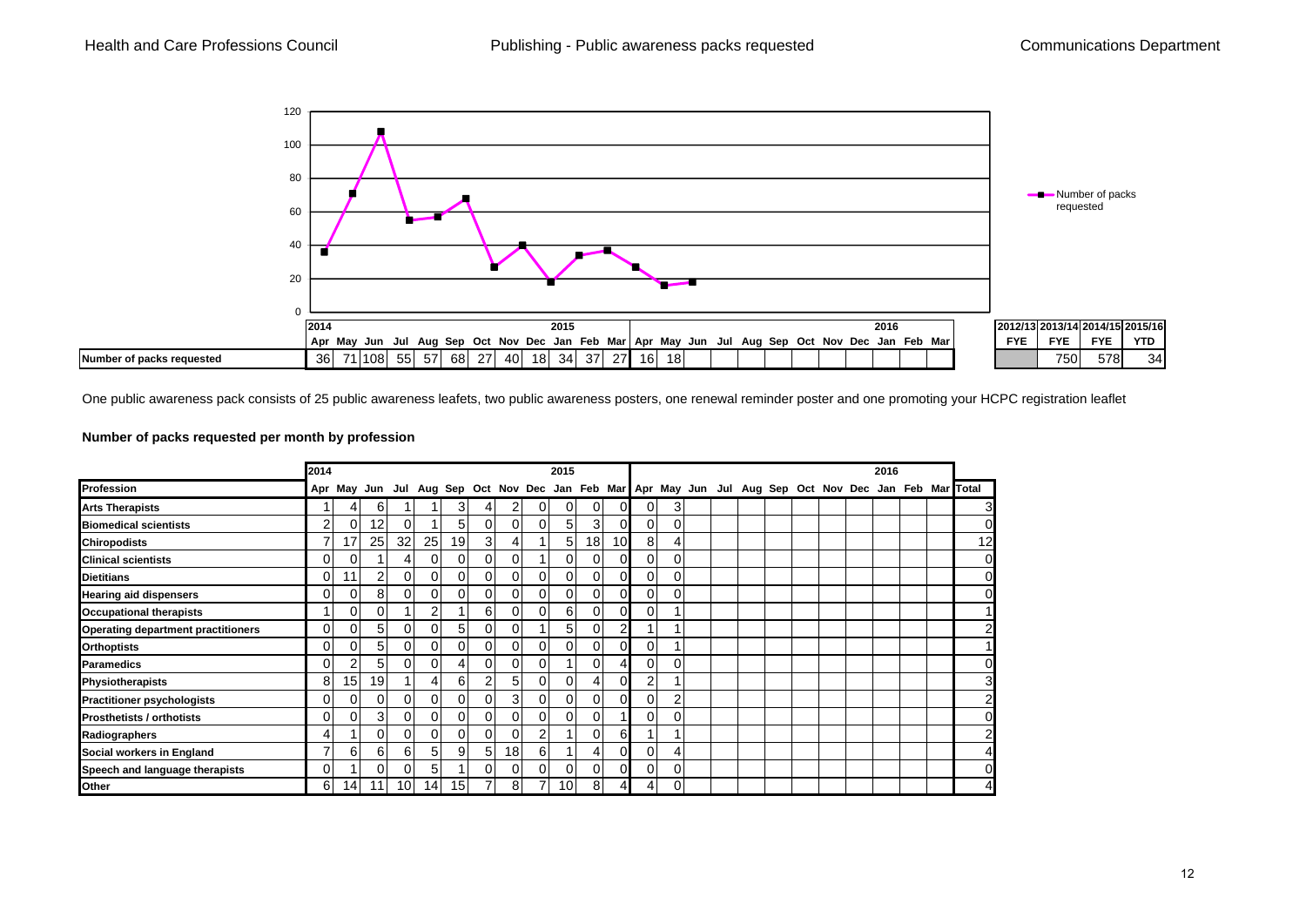## Publishing - Public awareness packs requested

| | 2014 | | | | | | | | | 2015 | | | | | | | | | | | | 2016 | | | | 2012/13 | 2013/14 | 2014/15 | 2015/16 |
|---|---|---|---|---|---|---|---|---|---|---|---|---|---|---|---|---|---|---|---|---|---|---|---|---|---|---|---|---|
| | Apr | May | Jun | Jul | Aug | Sep | Oct | Nov | Dec | Jan | Feb | Mar | Apr | May | Jun | Jul | Aug | Sep | Oct | Nov | Dec | Jan | Feb | Mar | FYE | FYE | FYE | YTD |
| Number of packs requested | 36 | 71 | 108 | 55 | 57 | 68 | 27 | 40 | 18 | 34 | 37 | 27 | 16 | 18 | | | | | | | | | | | | 750 | 578 | 34 |

One public awareness pack consists of 25 public awareness leaflets, two public awareness posters, one renewal reminder poster and one promoting your HCPC registration leaflet

**Number of packs requested per month by profession**

| | 2014 | | | | | | | | | 2015 | | | | | | | | | | | | 2016 | | | |
|---|---|---|---|---|---|---|---|---|---|---|---|---|---|---|---|---|---|---|---|---|---|---|---|---|---|
| Profession | Apr | May | Jun | Jul | Aug | Sep | Oct | Nov | Dec | Jan | Feb | Mar | Apr | May | Jun | Jul | Aug | Sep | Oct | Nov | Dec | Jan | Feb | Mar | Total |
| Arts Therapists | 1 | 4 | 6 | 1 | 1 | 3 | 4 | 2 | 0 | 0 | 0 | 0 | 0 | 3 | | | | | | | | | | | 3 |
| Biomedical scientists | 2 | 0 | 12 | 0 | 1 | 5 | 0 | 0 | 0 | 5 | 3 | 0 | 0 | 0 | | | | | | | | | | | 0 |
| Chiropodists | 7 | 17 | 25 | 32 | 25 | 19 | 3 | 4 | 1 | 5 | 18 | 10 | 8 | 4 | | | | | | | | | | | 12 |
| Clinical scientists | 0 | 0 | 1 | 4 | 0 | 0 | 0 | 0 | 1 | 0 | 0 | 0 | 0 | 0 | | | | | | | | | | | 0 |
| Dietitians | 0 | 11 | 2 | 0 | 0 | 0 | 0 | 0 | 0 | 0 | 0 | 0 | 0 | 0 | | | | | | | | | | | 0 |
| Hearing aid dispensers | 0 | 0 | 8 | 0 | 0 | 0 | 0 | 0 | 0 | 0 | 0 | 0 | 0 | 0 | | | | | | | | | | | 0 |
| Occupational therapists | 1 | 0 | 0 | 1 | 2 | 1 | 6 | 0 | 0 | 6 | 0 | 0 | 0 | 1 | | | | | | | | | | | 1 |
| Operating department practitioners | 0 | 0 | 5 | 0 | 0 | 5 | 0 | 0 | 1 | 5 | 0 | 2 | 1 | 1 | | | | | | | | | | | 2 |
| Orthoptists | 0 | 0 | 5 | 0 | 0 | 0 | 0 | 0 | 0 | 0 | 0 | 0 | 0 | 1 | | | | | | | | | | | 1 |
| Paramedics | 0 | 2 | 5 | 0 | 0 | 4 | 0 | 0 | 0 | 1 | 0 | 4 | 0 | 0 | | | | | | | | | | | 0 |
| Physiotherapists | 8 | 15 | 19 | 1 | 4 | 6 | 2 | 5 | 0 | 0 | 4 | 0 | 2 | 1 | | | | | | | | | | | 3 |
| Practitioner psychologists | 0 | 0 | 0 | 0 | 0 | 0 | 0 | 3 | 0 | 0 | 0 | 0 | 0 | 2 | | | | | | | | | | | 2 |
| Prosthetists / orthotists | 0 | 0 | 3 | 0 | 0 | 0 | 0 | 0 | 0 | 0 | 0 | 1 | 0 | 0 | | | | | | | | | | | 0 |
| Radiographers | 4 | 1 | 0 | 0 | 0 | 0 | 0 | 0 | 2 | 1 | 0 | 6 | 1 | 1 | | | | | | | | | | | 2 |
| Social workers in England | 7 | 6 | 6 | 6 | 5 | 9 | 5 | 18 | 6 | 1 | 4 | 0 | 0 | 4 | | | | | | | | | | | 4 |
| Speech and language therapists | 0 | 1 | 0 | 0 | 5 | 1 | 0 | 0 | 0 | 0 | 0 | 0 | 0 | 0 | | | | | | | | | | | 0 |
| Other | 6 | 14 | 11 | 10 | 14 | 15 | 7 | 8 | 7 | 10 | 8 | 4 | 4 | 0 | | | | | | | | | | | 4 |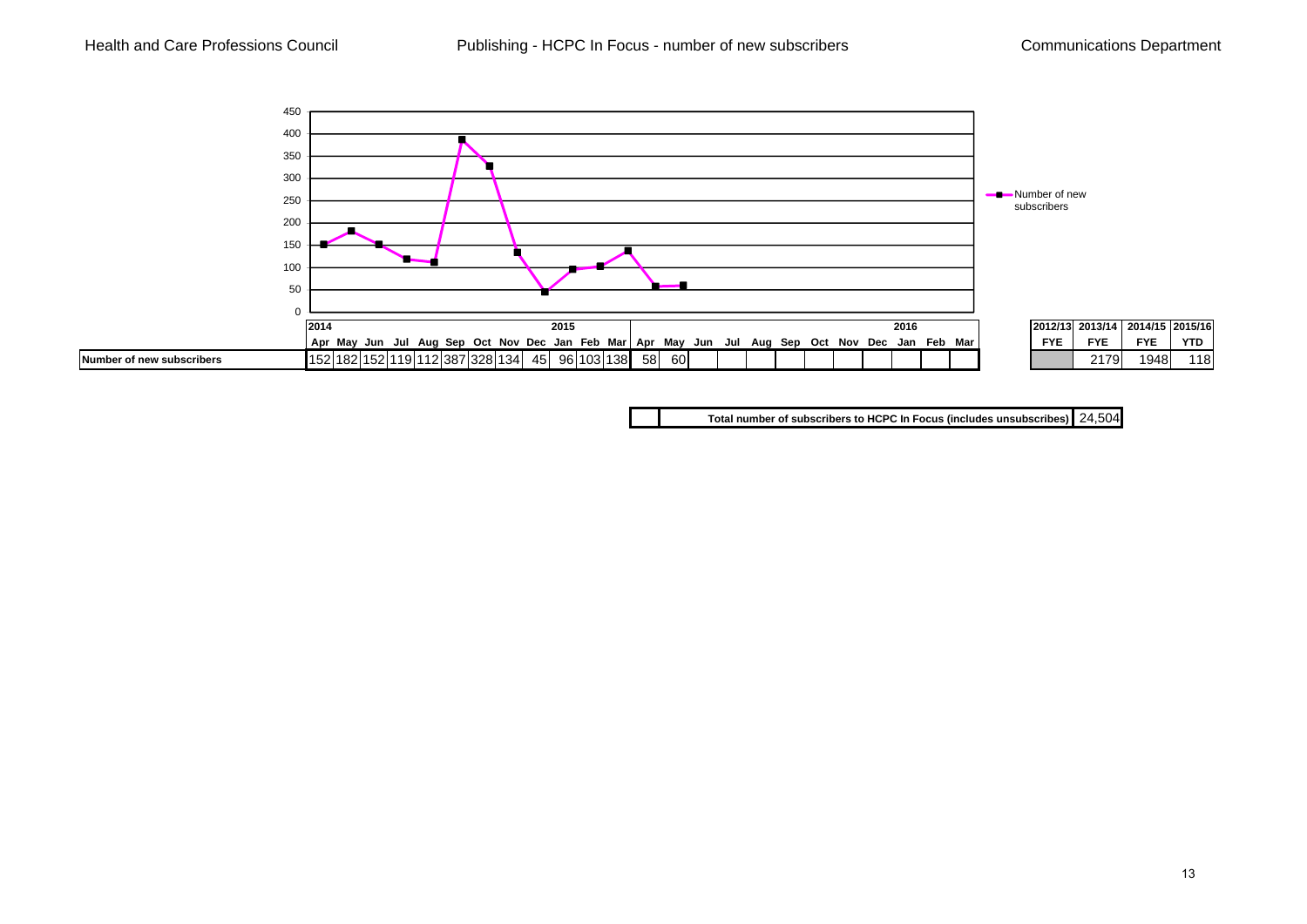# Publishing - HCPC In Focus - number of new subscribers

| | 2014 | | | | | | | | | 2015 | | | | | | | | | | | | | 2016 | | | |
|---|---|---|---|---|---|---|---|---|---|---|---|---|---|---|---|---|---|---|---|---|---|---|---|---|---|---|
| | Apr | May | Jun | Jul | Aug | Sep | Oct | Nov | Dec | Jan | Feb | Mar | Apr | May | Jun | Jul | Aug | Sep | Oct | Nov | Dec | Jan | Feb | Mar |
| **Number of new subscribers** | 152 | 182 | 152 | 119 | 112 | 387 | 328 | 134 | 45 | 96 | 103 | 138 | 58 | 60 | | | | | | | | | | |

| | 2012/13 FYE | 2013/14 FYE | 2014/15 FYE | 2015/16 YTD |
|---|---|---|---|---|
| Number of new subscribers | | 2179 | 1948 | 118 |

| **Total number of subscribers to HCPC In Focus (includes unsubscribes)** | 24,504 |
|---|---|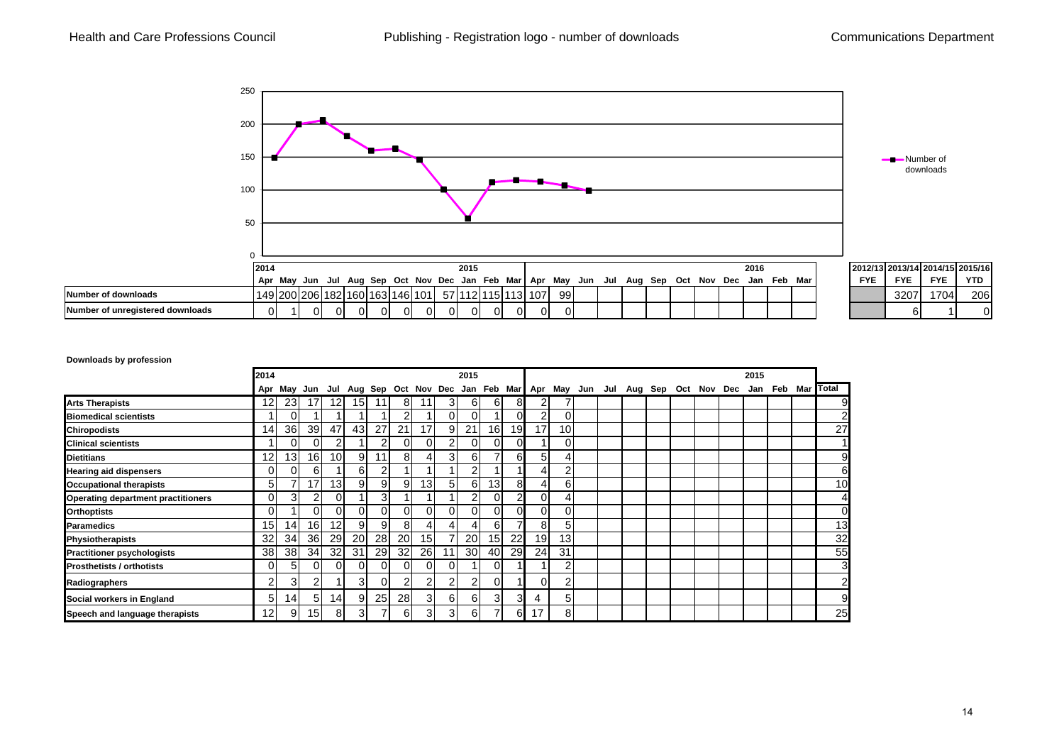Health and Care Professions Council — Publishing - Registration logo - number of downloads — Communications Department

| | 2014 | | | | | | | | | 2015 | | | | | | | | | | | | 2016 | | | | 2012/13 | 2013/14 | 2014/15 | 2015/16 |
|---|---|---|---|---|---|---|---|---|---|---|---|---|---|---|---|---|---|---|---|---|---|---|---|---|---|---|---|---|
| | Apr | May | Jun | Jul | Aug | Sep | Oct | Nov | Dec | Jan | Feb | Mar | Apr | May | Jun | Jul | Aug | Sep | Oct | Nov | Dec | Jan | Feb | Mar | FYE | FYE | FYE | YTD |
| **Number of downloads** | 149 | 200 | 206 | 182 | 160 | 163 | 146 | 101 | 57 | 112 | 115 | 113 | 107 | 99 | | | | | | | | | | | | 3207 | 1704 | 206 |
| **Number of unregistered downloads** | 0 | 1 | 0 | 0 | 0 | 0 | 0 | 0 | 0 | 0 | 0 | 0 | 0 | 0 | | | | | | | | | | | | 6 | 1 | 0 |

**Downloads by profession**

| | 2014 | | | | | | | | | 2015 | | | | | | | | | | | | 2015 | | | |
|---|---|---|---|---|---|---|---|---|---|---|---|---|---|---|---|---|---|---|---|---|---|---|---|---|---|
| | Apr | May | Jun | Jul | Aug | Sep | Oct | Nov | Dec | Jan | Feb | Mar | Apr | May | Jun | Jul | Aug | Sep | Oct | Nov | Dec | Jan | Feb | Mar | Total |
| **Arts Therapists** | 12 | 23 | 17 | 12 | 15 | 11 | 8 | 11 | 3 | 6 | 6 | 8 | 2 | 7 | | | | | | | | | | | 9 |
| **Biomedical scientists** | 1 | 0 | 1 | 1 | 1 | 1 | 2 | 1 | 0 | 0 | 1 | 0 | 2 | 0 | | | | | | | | | | | 2 |
| **Chiropodists** | 14 | 36 | 39 | 47 | 43 | 27 | 21 | 17 | 9 | 21 | 16 | 19 | 17 | 10 | | | | | | | | | | | 27 |
| **Clinical scientists** | 1 | 0 | 0 | 2 | 1 | 2 | 0 | 0 | 2 | 0 | 0 | 0 | 1 | 0 | | | | | | | | | | | 1 |
| **Dietitians** | 12 | 13 | 16 | 10 | 9 | 11 | 8 | 4 | 3 | 6 | 7 | 6 | 5 | 4 | | | | | | | | | | | 9 |
| **Hearing aid dispensers** | 0 | 0 | 6 | 1 | 6 | 2 | 1 | 1 | 1 | 2 | 1 | 1 | 4 | 2 | | | | | | | | | | | 6 |
| **Occupational therapists** | 5 | 7 | 17 | 13 | 9 | 9 | 9 | 13 | 5 | 6 | 13 | 8 | 4 | 6 | | | | | | | | | | | 10 |
| **Operating department practitioners** | 0 | 3 | 2 | 0 | 1 | 3 | 1 | 1 | 1 | 2 | 0 | 2 | 0 | 4 | | | | | | | | | | | 4 |
| **Orthoptists** | 0 | 1 | 0 | 0 | 0 | 0 | 0 | 0 | 0 | 0 | 0 | 0 | 0 | 0 | | | | | | | | | | | 0 |
| **Paramedics** | 15 | 14 | 16 | 12 | 9 | 9 | 8 | 4 | 4 | 4 | 6 | 7 | 8 | 5 | | | | | | | | | | | 13 |
| **Physiotherapists** | 32 | 34 | 36 | 29 | 20 | 28 | 20 | 15 | 7 | 20 | 15 | 22 | 19 | 13 | | | | | | | | | | | 32 |
| **Practitioner psychologists** | 38 | 38 | 34 | 32 | 31 | 29 | 32 | 26 | 11 | 30 | 40 | 29 | 24 | 31 | | | | | | | | | | | 55 |
| **Prosthetists / orthotists** | 0 | 5 | 0 | 0 | 0 | 0 | 0 | 0 | 0 | 1 | 0 | 1 | 1 | 2 | | | | | | | | | | | 3 |
| **Radiographers** | 2 | 3 | 2 | 1 | 3 | 0 | 2 | 2 | 2 | 2 | 0 | 1 | 0 | 2 | | | | | | | | | | | 2 |
| **Social workers in England** | 5 | 14 | 5 | 14 | 9 | 25 | 28 | 3 | 6 | 6 | 3 | 3 | 4 | 5 | | | | | | | | | | | 9 |
| **Speech and language therapists** | 12 | 9 | 15 | 8 | 3 | 7 | 6 | 3 | 3 | 6 | 7 | 6 | 17 | 8 | | | | | | | | | | | 25 |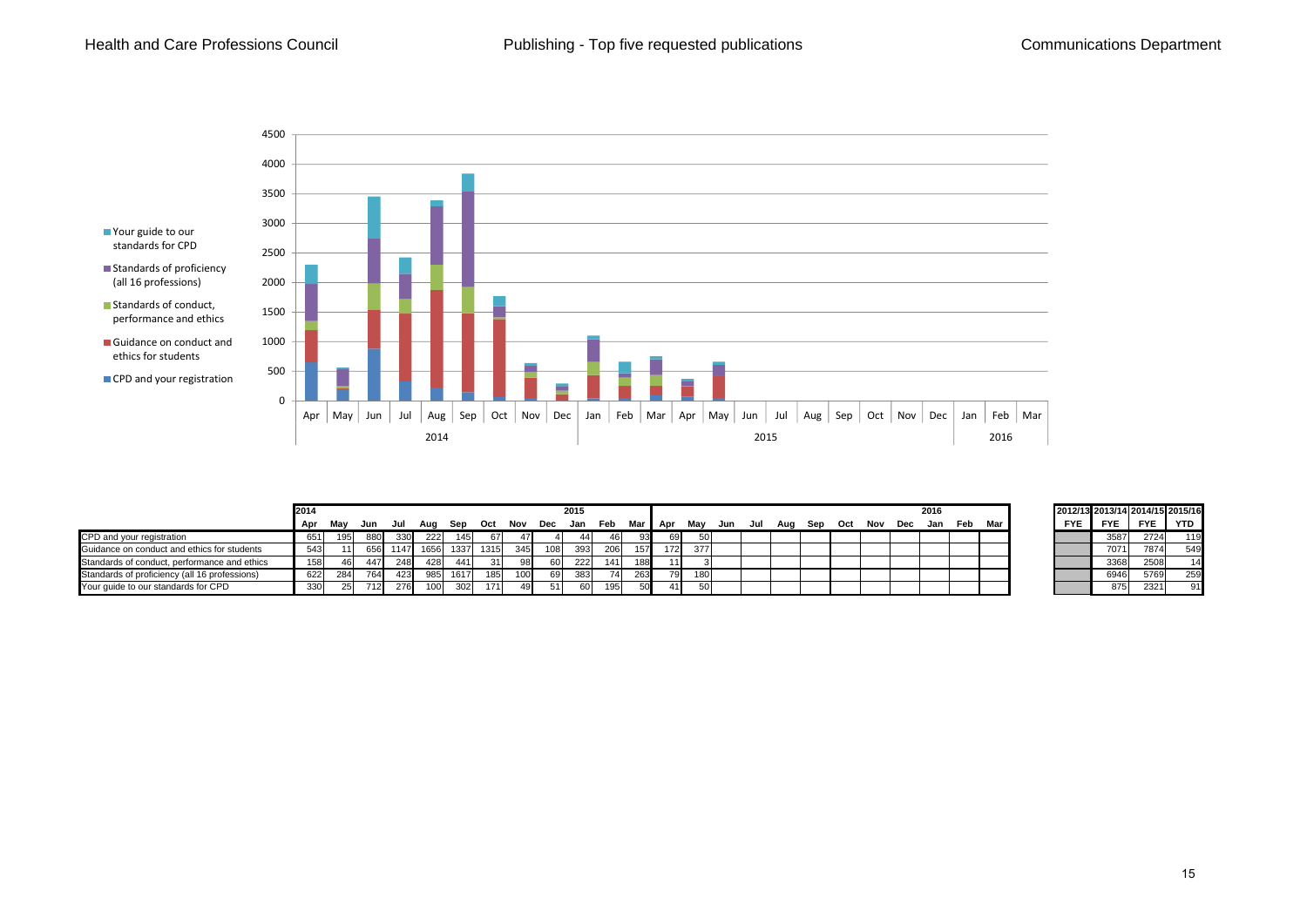Health and Care Professions Council | Publishing - Top five requested publications | Communications Department

| | 2014 | | | | | | | | | 2015 | | | | | | | | | | | | | 2016 | | |
|---|---|---|---|---|---|---|---|---|---|---|---|---|---|---|---|---|---|---|---|---|---|---|---|---|---|
| | Apr | May | Jun | Jul | Aug | Sep | Oct | Nov | Dec | Jan | Feb | Mar | Apr | May | Jun | Jul | Aug | Sep | Oct | Nov | Dec | Jan | Feb | Mar |
| CPD and your registration | 651 | 195 | 880 | 330 | 222 | 145 | 67 | 47 | 4 | 44 | 46 | 93 | 69 | 50 | | | | | | | | | | |
| Guidance on conduct and ethics for students | 543 | 11 | 656 | 1147 | 1656 | 1337 | 1315 | 345 | 108 | 393 | 206 | 157 | 172 | 377 | | | | | | | | | | |
| Standards of conduct, performance and ethics | 158 | 46 | 447 | 248 | 428 | 441 | 31 | 98 | 60 | 222 | 141 | 188 | 11 | 3 | | | | | | | | | | |
| Standards of proficiency (all 16 professions) | 622 | 284 | 764 | 423 | 985 | 1617 | 185 | 100 | 69 | 383 | 74 | 263 | 79 | 180 | | | | | | | | | | |
| Your guide to our standards for CPD | 330 | 25 | 712 | 276 | 100 | 302 | 171 | 49 | 51 | 60 | 195 | 50 | 41 | 50 | | | | | | | | | | |

| | 2012/13 FYE | 2013/14 FYE | 2014/15 FYE | 2015/16 YTD |
|---|---|---|---|---|
| CPD and your registration | | 3587 | 2724 | 119 |
| Guidance on conduct and ethics for students | | 7071 | 7874 | 549 |
| Standards of conduct, performance and ethics | | 3368 | 2508 | 14 |
| Standards of proficiency (all 16 professions) | | 6946 | 5769 | 259 |
| Your guide to our standards for CPD | | 875 | 2321 | 91 |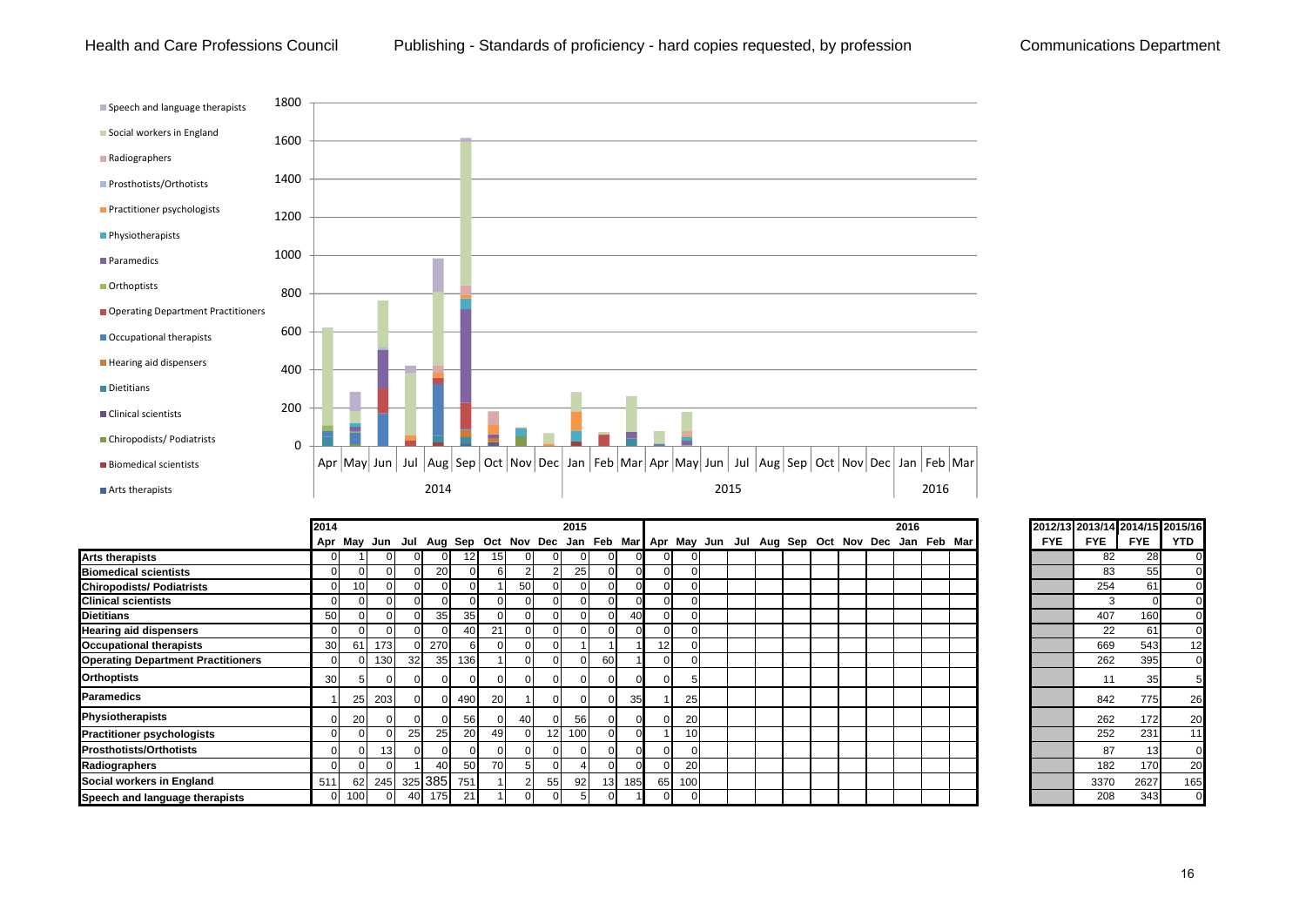Health and Care Professions Council

## Publishing - Standards of proficiency - hard copies requested, by profession

Communications Department

| | 2014 | | | | | | | | | 2015 | | | | | | | | | | | | 2016 | | | | 2012/13 | 2013/14 | 2014/15 | 2015/16 |
|---|---|---|---|---|---|---|---|---|---|---|---|---|---|---|---|---|---|---|---|---|---|---|---|---|---|---|---|---|
| | Apr | May | Jun | Jul | Aug | Sep | Oct | Nov | Dec | Jan | Feb | Mar | Apr | May | Jun | Jul | Aug | Sep | Oct | Nov | Dec | Jan | Feb | Mar | FYE | FYE | FYE | YTD |
| **Arts therapists** | 0 | 1 | 0 | 0 | 0 | 12 | 15 | 0 | 0 | 0 | 0 | 0 | 0 | 0 | | | | | | | | | | | | 82 | 28 | 0 |
| **Biomedical scientists** | 0 | 0 | 0 | 0 | 20 | 0 | 6 | 2 | 2 | 25 | 0 | 0 | 0 | 0 | | | | | | | | | | | | 83 | 55 | 0 |
| **Chiropodists/ Podiatrists** | 0 | 10 | 0 | 0 | 0 | 0 | 1 | 50 | 0 | 0 | 0 | 0 | 0 | 0 | | | | | | | | | | | | 254 | 61 | 0 |
| **Clinical scientists** | 0 | 0 | 0 | 0 | 0 | 0 | 0 | 0 | 0 | 0 | 0 | 0 | 0 | 0 | | | | | | | | | | | | 3 | 0 | 0 |
| **Dietitians** | 50 | 0 | 0 | 0 | 35 | 35 | 0 | 0 | 0 | 0 | 0 | 40 | 0 | 0 | | | | | | | | | | | | 407 | 160 | 0 |
| **Hearing aid dispensers** | 0 | 0 | 0 | 0 | 0 | 40 | 21 | 0 | 0 | 0 | 0 | 0 | 0 | 0 | | | | | | | | | | | | 22 | 61 | 0 |
| **Occupational therapists** | 30 | 61 | 173 | 0 | 270 | 6 | 0 | 0 | 0 | 1 | 1 | 1 | 12 | 0 | | | | | | | | | | | | 669 | 543 | 12 |
| **Operating Department Practitioners** | 0 | 0 | 130 | 32 | 35 | 136 | 1 | 0 | 0 | 0 | 60 | 1 | 0 | 0 | | | | | | | | | | | | 262 | 395 | 0 |
| **Orthoptists** | 30 | 5 | 0 | 0 | 0 | 0 | 0 | 0 | 0 | 0 | 0 | 0 | 0 | 5 | | | | | | | | | | | | 11 | 35 | 5 |
| **Paramedics** | 1 | 25 | 203 | 0 | 0 | 490 | 20 | 1 | 0 | 0 | 0 | 35 | 1 | 25 | | | | | | | | | | | | 842 | 775 | 26 |
| **Physiotherapists** | 0 | 20 | 0 | 0 | 0 | 56 | 0 | 40 | 0 | 56 | 0 | 0 | 0 | 20 | | | | | | | | | | | | 262 | 172 | 20 |
| **Practitioner psychologists** | 0 | 0 | 0 | 25 | 25 | 20 | 49 | 0 | 12 | 100 | 0 | 0 | 1 | 10 | | | | | | | | | | | | 252 | 231 | 11 |
| **Prosthotists/Orthotists** | 0 | 0 | 13 | 0 | 0 | 0 | 0 | 0 | 0 | 0 | 0 | 0 | 0 | 0 | | | | | | | | | | | | 87 | 13 | 0 |
| **Radiographers** | 0 | 0 | 0 | 1 | 40 | 50 | 70 | 5 | 0 | 4 | 0 | 0 | 0 | 20 | | | | | | | | | | | | 182 | 170 | 20 |
| **Social workers in England** | 511 | 62 | 245 | 325 | 385 | 751 | 1 | 2 | 55 | 92 | 13 | 185 | 65 | 100 | | | | | | | | | | | | 3370 | 2627 | 165 |
| **Speech and language therapists** | 0 | 100 | 0 | 40 | 175 | 21 | 1 | 0 | 0 | 5 | 0 | 1 | 0 | 0 | | | | | | | | | | | | 208 | 343 | 0 |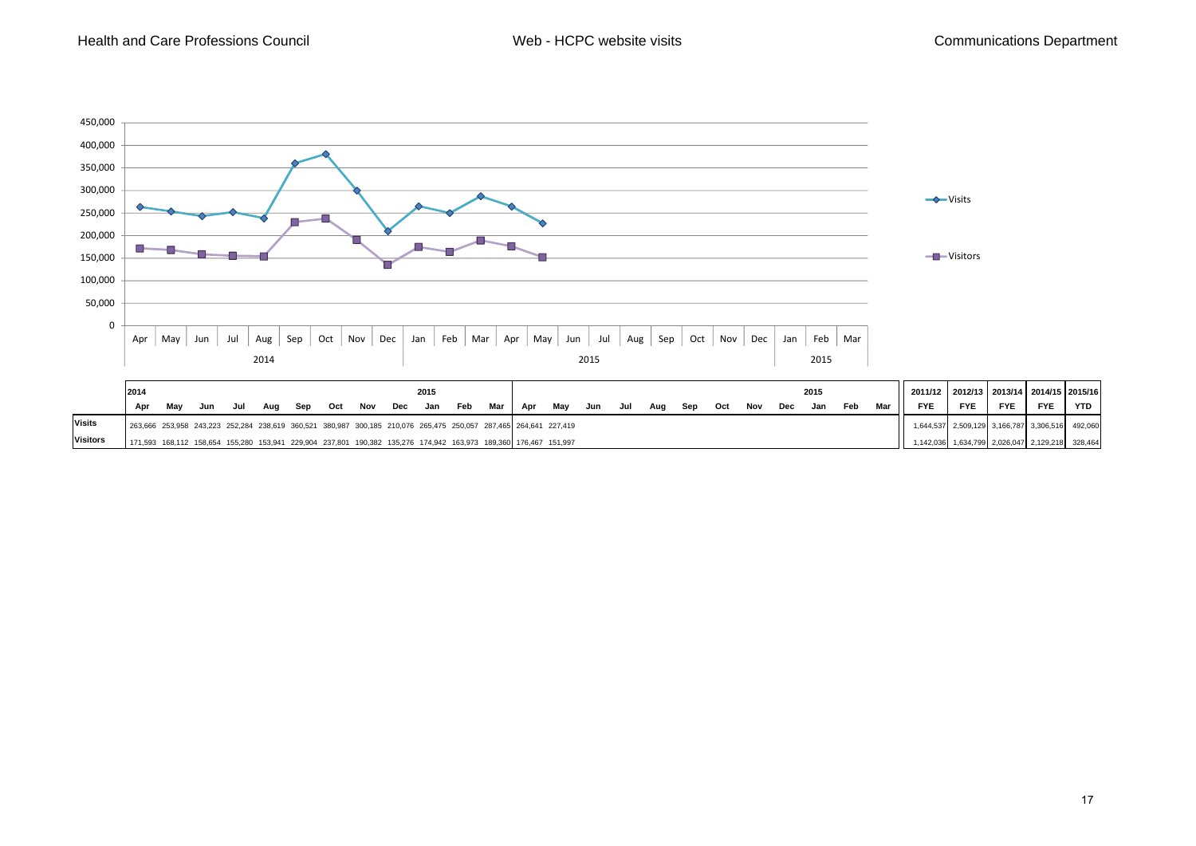# Web - HCPC website visits

Health and Care Professions Council — Communications Department

| | 2014 | | | | | | | | | 2015 | | | | | | | | | | | | 2015 | | | 2011/12 | 2012/13 | 2013/14 | 2014/15 | 2015/16 |
|---|---|---|---|---|---|---|---|---|---|---|---|---|---|---|---|---|---|---|---|---|---|---|---|---|---|---|---|---|---|
| | Apr | May | Jun | Jul | Aug | Sep | Oct | Nov | Dec | Jan | Feb | Mar | Apr | May | Jun | Jul | Aug | Sep | Oct | Nov | Dec | Jan | Feb | Mar | FYE | FYE | FYE | FYE | YTD |
| **Visits** | 263,666 | 253,958 | 243,223 | 252,284 | 238,619 | 360,521 | 380,987 | 300,185 | 210,076 | 265,475 | 250,057 | 287,465 | 264,641 | 227,419 | | | | | | | | | | | 1,644,537 | 2,509,129 | 3,166,787 | 3,306,516 | 492,060 |
| **Visitors** | 171,593 | 168,112 | 158,654 | 155,280 | 153,941 | 229,904 | 237,801 | 190,382 | 135,276 | 174,942 | 163,973 | 189,360 | 176,467 | 151,997 | | | | | | | | | | | 1,142,036 | 1,634,799 | 2,026,047 | 2,129,218 | 328,464 |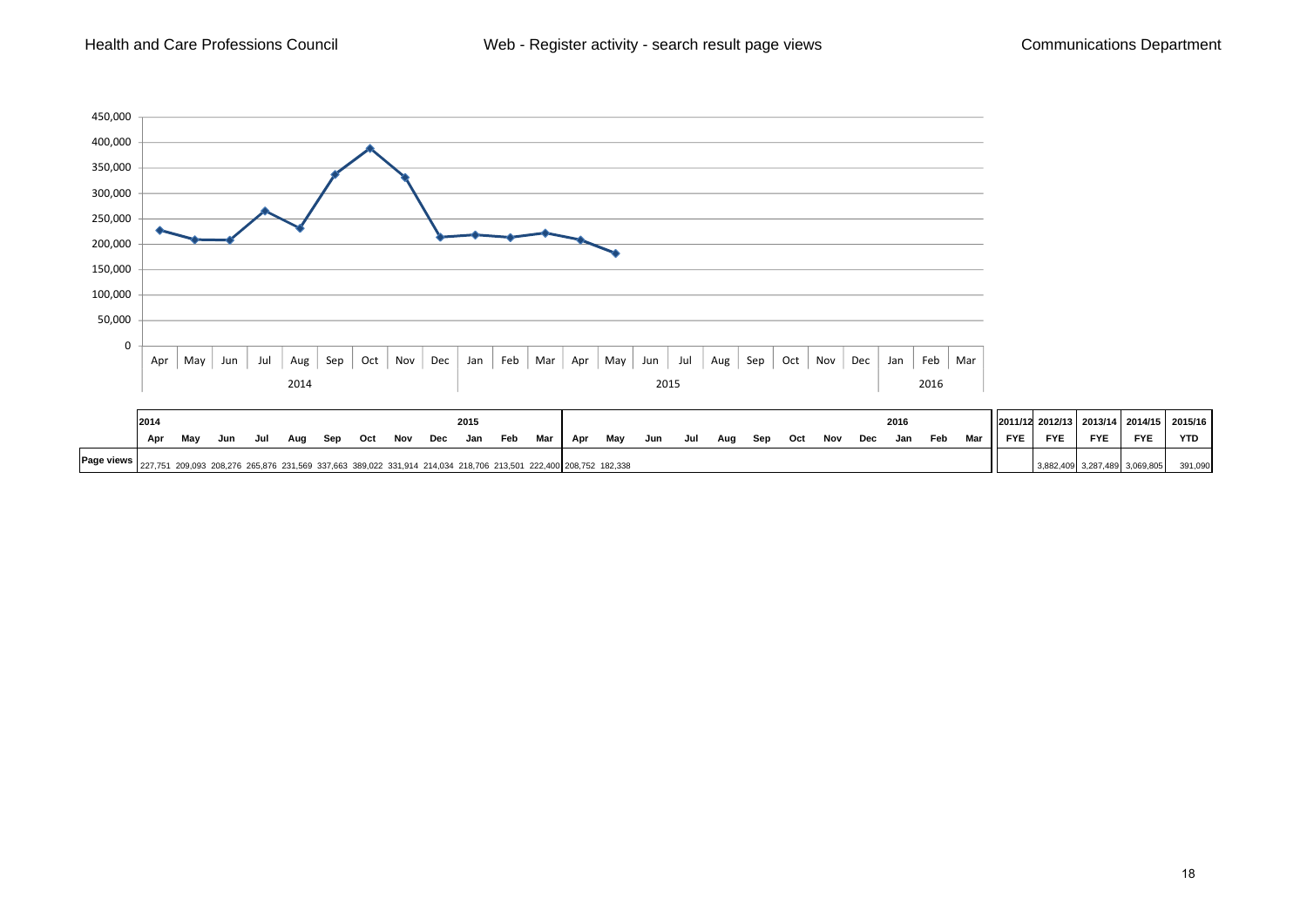Health and Care Professions Council — Web - Register activity - search result page views — Communications Department

| | 2014 | | | | | | | | | 2015 | | | | | | | | | | | | | 2016 | | | 2011/12 | 2012/13 | 2013/14 | 2014/15 | 2015/16 |
|---|---|---|---|---|---|---|---|---|---|---|---|---|---|---|---|---|---|---|---|---|---|---|---|---|---|---|---|---|---|---|
| | Apr | May | Jun | Jul | Aug | Sep | Oct | Nov | Dec | Jan | Feb | Mar | Apr | May | Jun | Jul | Aug | Sep | Oct | Nov | Dec | Jan | Feb | Mar | FYE | FYE | FYE | FYE | YTD |
| Page views | 227,751 | 209,093 | 208,276 | 265,876 | 231,569 | 337,663 | 389,022 | 331,914 | 214,034 | 218,706 | 213,501 | 222,400 | 208,752 | 182,338 | | | | | | | | | | | | 3,882,409 | 3,287,489 | 3,069,805 | 391,090 |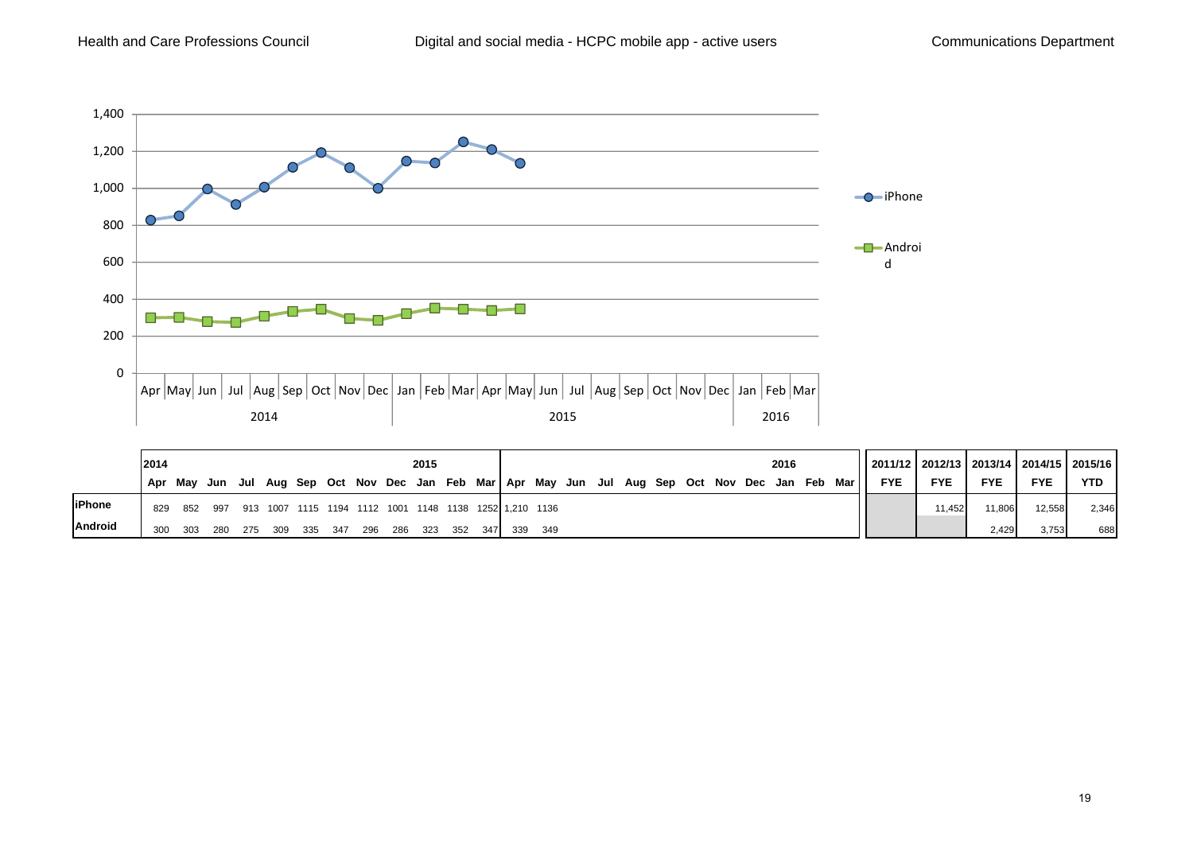# Digital and social media - HCPC mobile app - active users

| | 2014 | | | | | | | | | 2015 | | | | | | | | | | | | | 2016 | | | 2011/12 | 2012/13 | 2013/14 | 2014/15 | 2015/16 |
|---|---|---|---|---|---|---|---|---|---|---|---|---|---|---|---|---|---|---|---|---|---|---|---|---|---|---|---|---|---|---|
| | Apr | May | Jun | Jul | Aug | Sep | Oct | Nov | Dec | Jan | Feb | Mar | Apr | May | Jun | Jul | Aug | Sep | Oct | Nov | Dec | Jan | Feb | Mar | | FYE | FYE | FYE | FYE | YTD |
| iPhone | 829 | 852 | 997 | 913 | 1007 | 1115 | 1194 | 1112 | 1001 | 1148 | 1138 | 1252 | 1,210 | 1136 | | | | | | | | | | | | | 11,452 | 11,806 | 12,558 | 2,346 |
| Android | 300 | 303 | 280 | 275 | 309 | 335 | 347 | 296 | 286 | 323 | 352 | 347 | 339 | 349 | | | | | | | | | | | | | | 2,429 | 3,753 | 688 |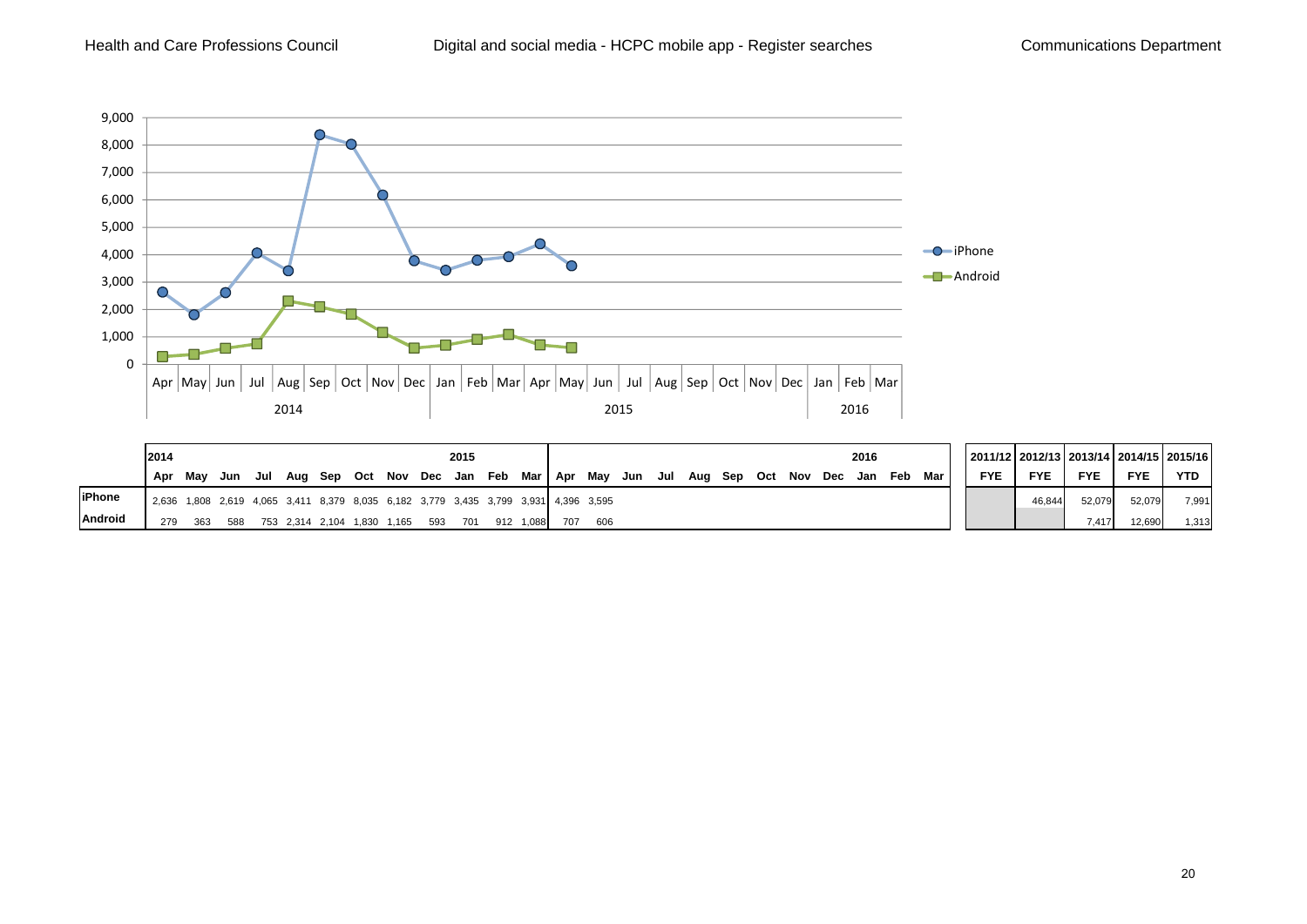# Digital and social media - HCPC mobile app - Register searches

| | 2014 | | | | | | | | | 2015 | | | | | | | | | | | | | 2016 | | | 2011/12 | 2012/13 | 2013/14 | 2014/15 | 2015/16 |
|---|---|---|---|---|---|---|---|---|---|---|---|---|---|---|---|---|---|---|---|---|---|---|---|---|---|---|---|---|---|---|
| | Apr | May | Jun | Jul | Aug | Sep | Oct | Nov | Dec | Jan | Feb | Mar | Apr | May | Jun | Jul | Aug | Sep | Oct | Nov | Dec | Jan | Feb | Mar | FYE | FYE | FYE | FYE | YTD |
| **iPhone** | 2,636 | 1,808 | 2,619 | 4,065 | 3,411 | 8,379 | 8,035 | 6,182 | 3,779 | 3,435 | 3,799 | 3,931 | 4,396 | 3,595 | | | | | | | | | | | | 46,844 | 52,079 | 52,079 | 7,991 |
| **Android** | 279 | 363 | 588 | 753 | 2,314 | 2,104 | 1,830 | 1,165 | 593 | 701 | 912 | 1,088 | 707 | 606 | | | | | | | | | | | | | 7,417 | 12,690 | 1,313 |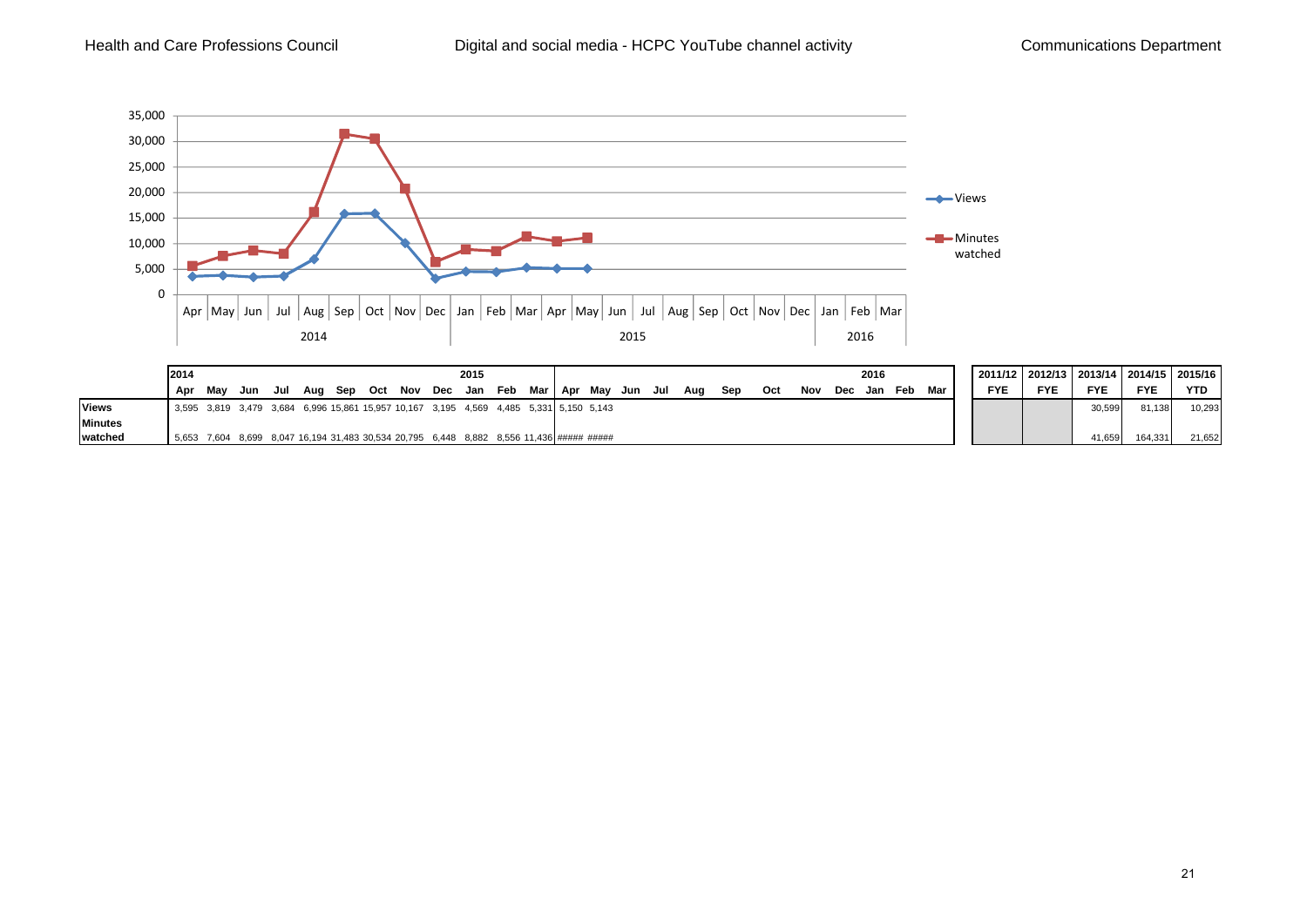# Digital and social media - HCPC YouTube channel activity

Health and Care Professions Council — Communications Department

| | 2014 | | | | | | | | | 2015 | | | | | | | | | | | | 2016 | | | | 2011/12 | 2012/13 | 2013/14 | 2014/15 | 2015/16 |
|---|---|---|---|---|---|---|---|---|---|---|---|---|---|---|---|---|---|---|---|---|---|---|---|---|---|---|---|---|---|---|
| | Apr | May | Jun | Jul | Aug | Sep | Oct | Nov | Dec | Jan | Feb | Mar | Apr | May | Jun | Jul | Aug | Sep | Oct | Nov | Dec | Jan | Feb | Mar | | FYE | FYE | FYE | FYE | YTD |
| **Views** | 3,595 | 3,819 | 3,479 | 3,684 | 6,996 | 15,861 | 15,957 | 10,167 | 3,195 | 4,569 | 4,485 | 5,331 | 5,150 | 5,143 | | | | | | | | | | | | | | 30,599 | 81,138 | 10,293 |
| **Minutes watched** | 5,653 | 7,604 | 8,699 | 8,047 | 16,194 | 31,483 | 30,534 | 20,795 | 6,448 | 8,882 | 8,556 | 11,436 | ##### | ##### | | | | | | | | | | | | | | 41,659 | 164,331 | 21,652 |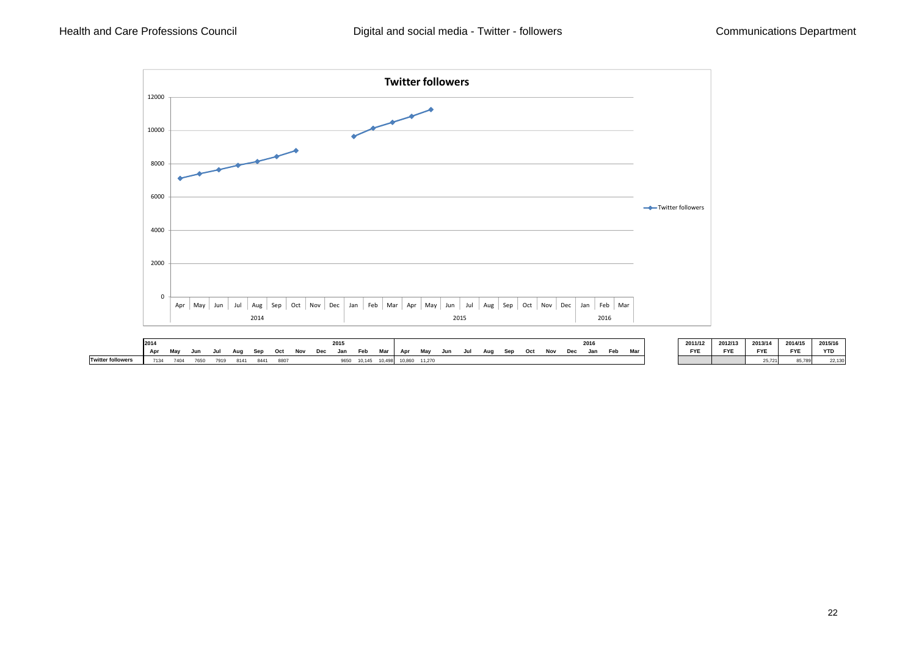Health and Care Professions Council | Digital and social media - Twitter - followers | Communications Department

**Twitter followers**

| | 2014 | | | | | | | | | 2015 | | | | | | | | | | | 2016 | | |
|---|---|---|---|---|---|---|---|---|---|---|---|---|---|---|---|---|---|---|---|---|---|---|---|
| | Apr | May | Jun | Jul | Aug | Sep | Oct | Nov | Dec | Jan | Feb | Mar | Apr | May | Jun | Jul | Aug | Sep | Oct | Nov | Dec | Jan | Feb | Mar |
| **Twitter followers** | 7134 | 7404 | 7650 | 7919 | 8141 | 8441 | 8807 | | | 9650 | 10,145 | 10,498 | 10,860 | 11,270 | | | | | | | | | | |

| 2011/12 FYE | 2012/13 FYE | 2013/14 FYE | 2014/15 FYE | 2015/16 YTD |
|---|---|---|---|---|
| | | 25,721 | 85,789 | 22,130 |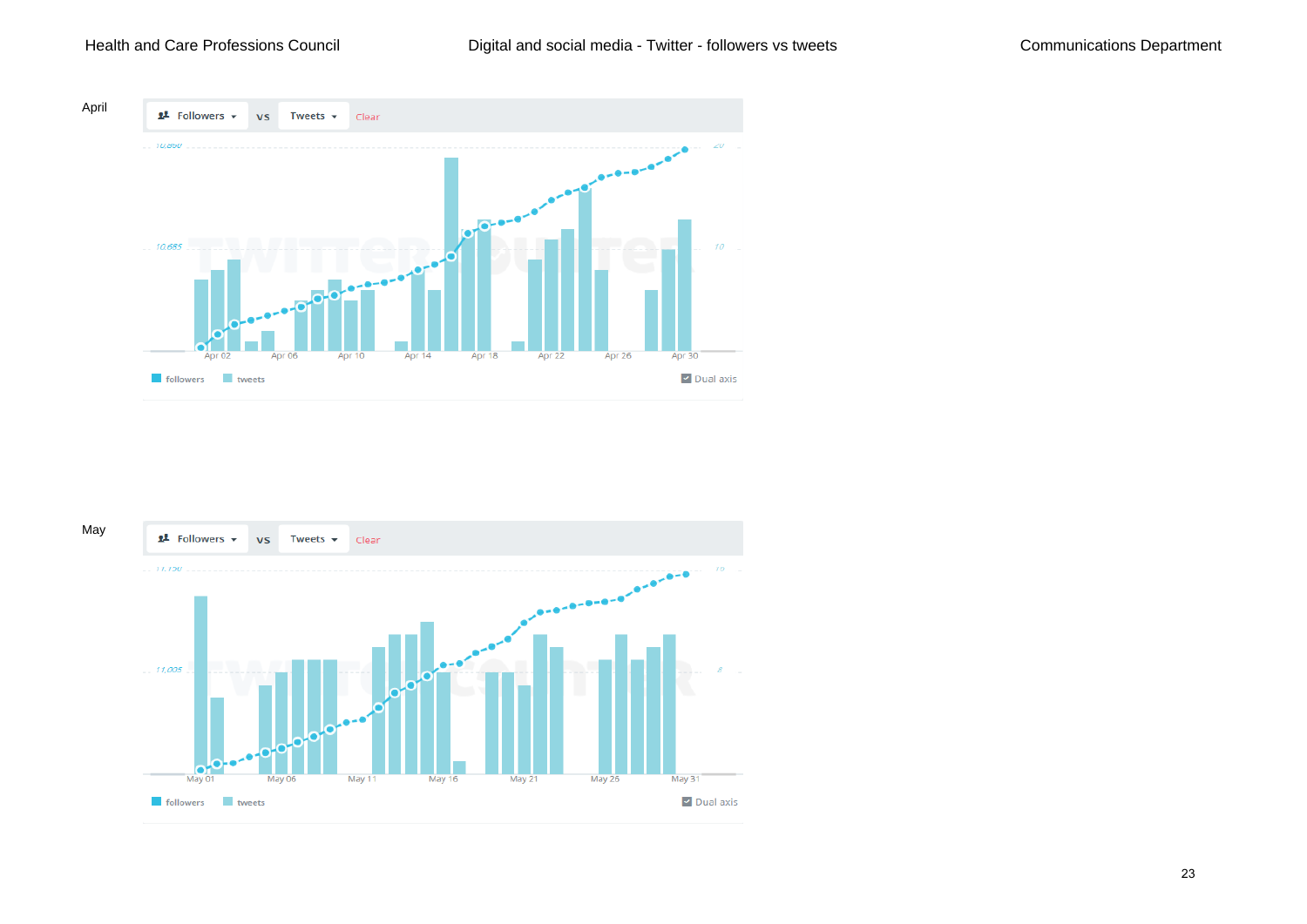April

Followers vs Tweets Clear

10,850 | 10,685 | 20 | 10

Apr 02, Apr 06, Apr 10, Apr 14, Apr 18, Apr 22, Apr 26, Apr 30

followers tweets Dual axis

May

Followers vs Tweets Clear

11,150 | 11,035 | 16 | 8

May 01, May 06, May 11, May 16, May 21, May 26, May 31

followers tweets Dual axis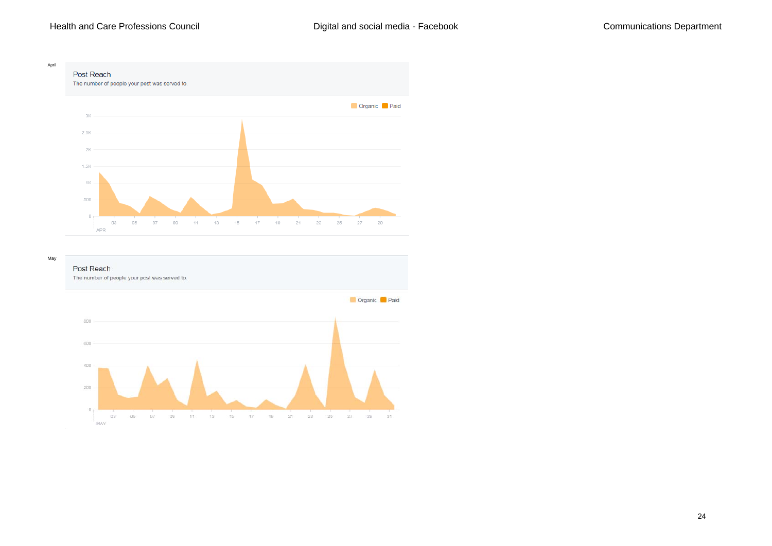April

Post Reach

The number of people your post was served to.

Organic Paid

3K
2.5K
2K
1.5K
1K
500
0

03 05 07 09 11 13 15 17 19 21 23 25 27 29
APR

May

Post Reach

The number of people your post was served to.

Organic Paid

800
600
400
200
0

03 05 07 09 11 13 15 17 19 21 23 25 27 29 31
MAY